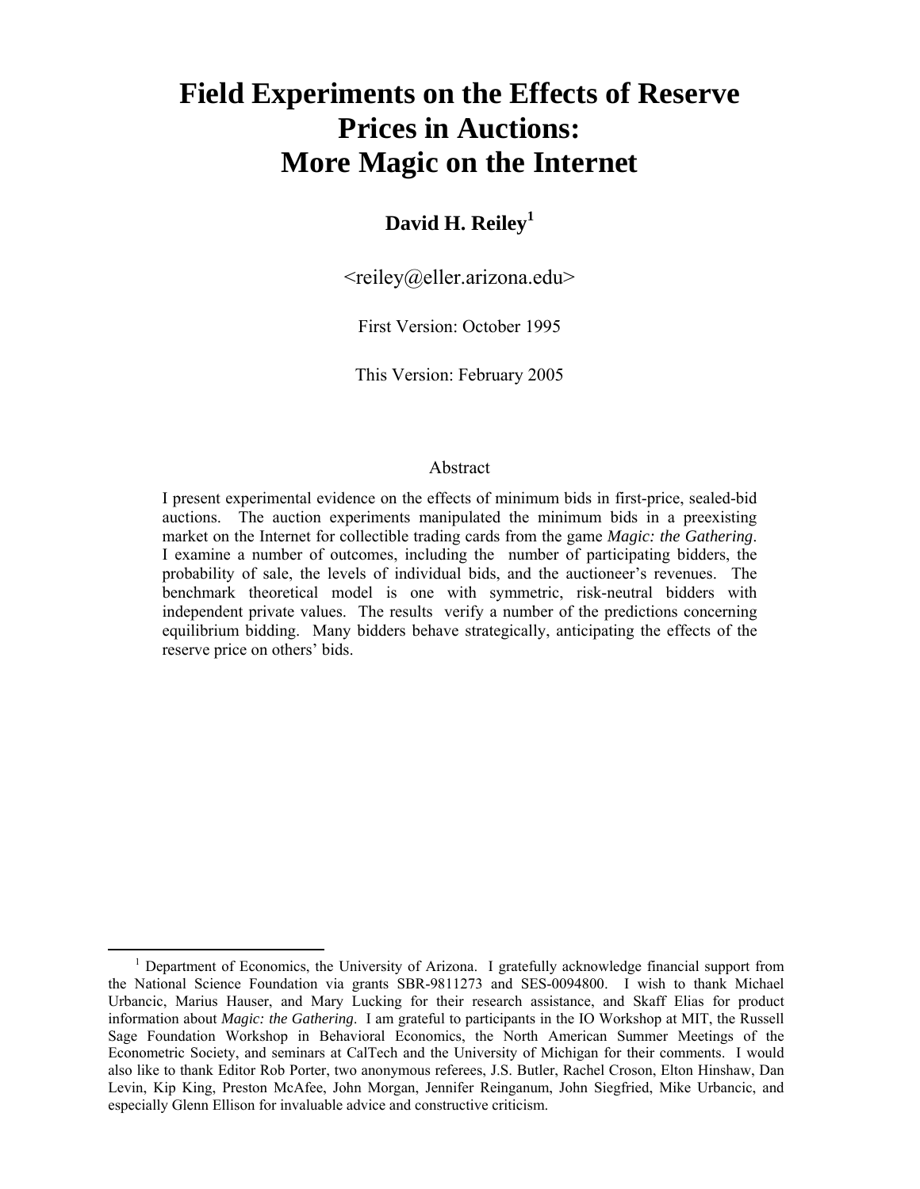# Field Experiments on the Effects of Reserve Prices in Auctions: More Magic on the Internet

**David H. Reiley**[1]

<reiley@eller.arizona.edu>

First Version: October 1995

This Version: February 2005

## Abstract

I present experimental evidence on the effects of minimum bids in first-price, sealed-bid auctions. The auction experiments manipulated the minimum bids in a preexisting market on the Internet for collectible trading cards from the game *Magic: the Gathering*. I examine a number of outcomes, including the number of participating bidders, the probability of sale, the levels of individual bids, and the auctioneer's revenues. The benchmark theoretical model is one with symmetric, risk-neutral bidders with independent private values. The results verify a number of the predictions concerning equilibrium bidding. Many bidders behave strategically, anticipating the effects of the reserve price on others' bids.

---

[1] Department of Economics, the University of Arizona. I gratefully acknowledge financial support from the National Science Foundation via grants SBR-9811273 and SES-0094800. I wish to thank Michael Urbancic, Marius Hauser, and Mary Lucking for their research assistance, and Skaff Elias for product information about *Magic: the Gathering*. I am grateful to participants in the IO Workshop at MIT, the Russell Sage Foundation Workshop in Behavioral Economics, the North American Summer Meetings of the Econometric Society, and seminars at CalTech and the University of Michigan for their comments. I would also like to thank Editor Rob Porter, two anonymous referees, J.S. Butler, Rachel Croson, Elton Hinshaw, Dan Levin, Kip King, Preston McAfee, John Morgan, Jennifer Reinganum, John Siegfried, Mike Urbancic, and especially Glenn Ellison for invaluable advice and constructive criticism.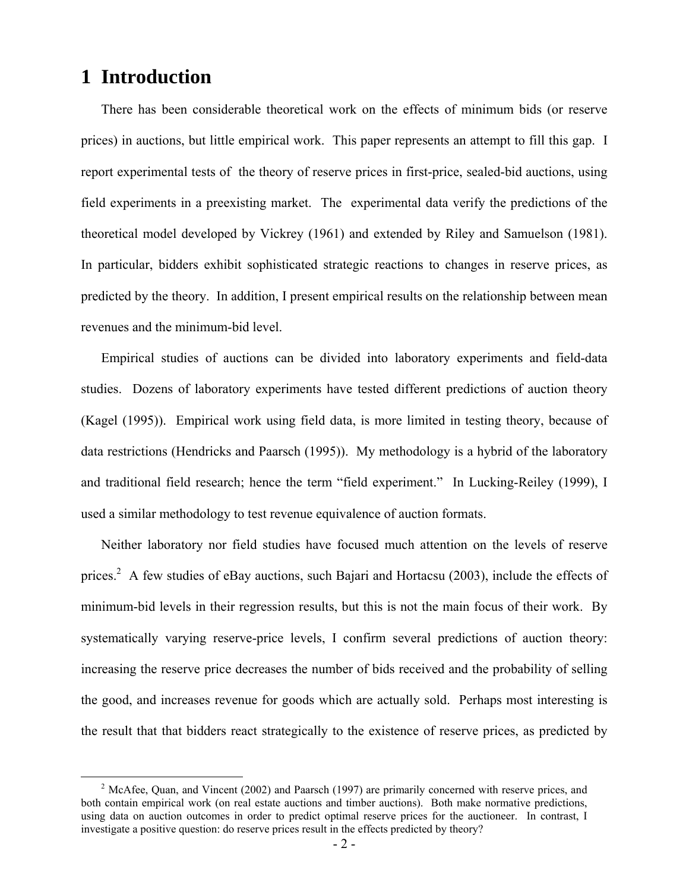# 1 Introduction

There has been considerable theoretical work on the effects of minimum bids (or reserve prices) in auctions, but little empirical work. This paper represents an attempt to fill this gap. I report experimental tests of the theory of reserve prices in first-price, sealed-bid auctions, using field experiments in a preexisting market. The experimental data verify the predictions of the theoretical model developed by Vickrey (1961) and extended by Riley and Samuelson (1981). In particular, bidders exhibit sophisticated strategic reactions to changes in reserve prices, as predicted by the theory. In addition, I present empirical results on the relationship between mean revenues and the minimum-bid level.

Empirical studies of auctions can be divided into laboratory experiments and field-data studies. Dozens of laboratory experiments have tested different predictions of auction theory (Kagel (1995)). Empirical work using field data, is more limited in testing theory, because of data restrictions (Hendricks and Paarsch (1995)). My methodology is a hybrid of the laboratory and traditional field research; hence the term "field experiment." In Lucking-Reiley (1999), I used a similar methodology to test revenue equivalence of auction formats.

Neither laboratory nor field studies have focused much attention on the levels of reserve prices.[2] A few studies of eBay auctions, such Bajari and Hortacsu (2003), include the effects of minimum-bid levels in their regression results, but this is not the main focus of their work. By systematically varying reserve-price levels, I confirm several predictions of auction theory: increasing the reserve price decreases the number of bids received and the probability of selling the good, and increases revenue for goods which are actually sold. Perhaps most interesting is the result that that bidders react strategically to the existence of reserve prices, as predicted by

[2] McAfee, Quan, and Vincent (2002) and Paarsch (1997) are primarily concerned with reserve prices, and both contain empirical work (on real estate auctions and timber auctions). Both make normative predictions, using data on auction outcomes in order to predict optimal reserve prices for the auctioneer. In contrast, I investigate a positive question: do reserve prices result in the effects predicted by theory?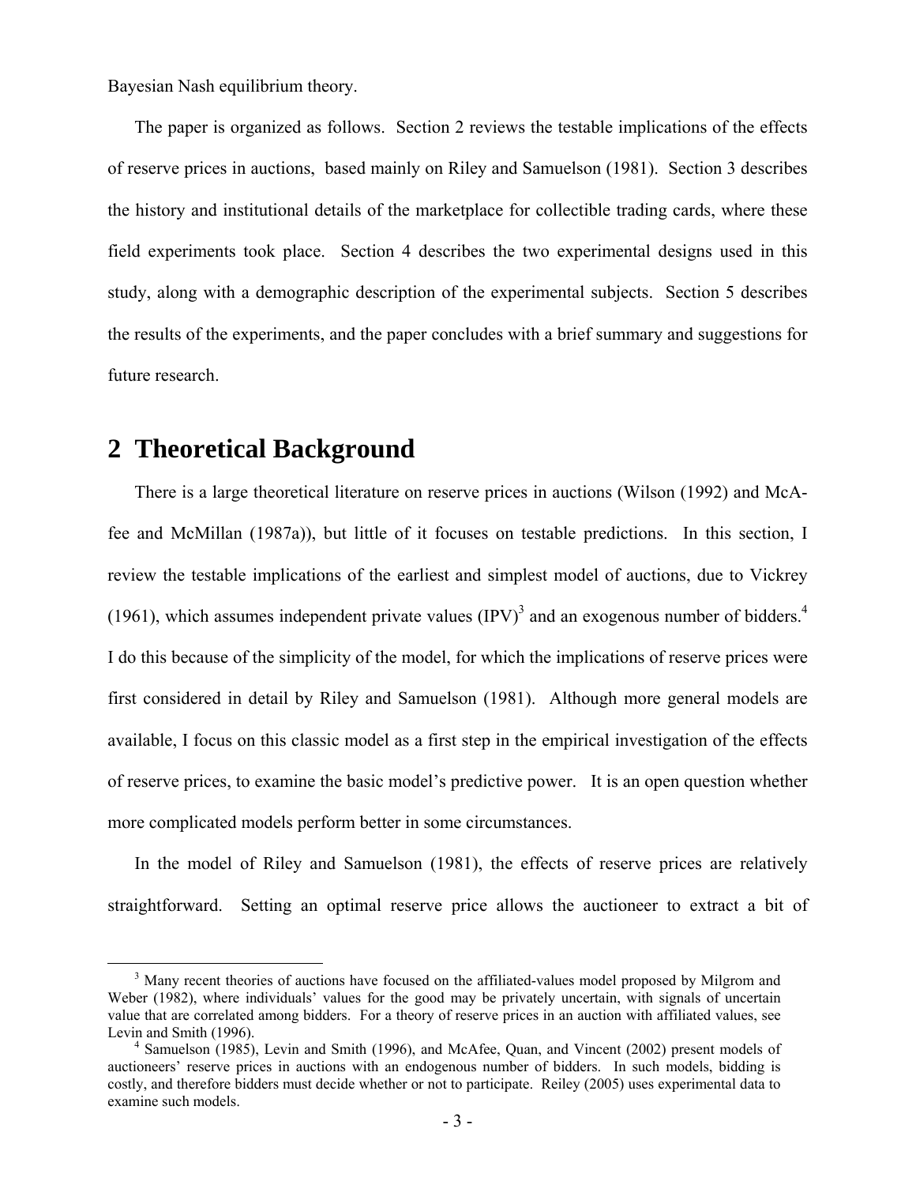Bayesian Nash equilibrium theory.

The paper is organized as follows. Section 2 reviews the testable implications of the effects of reserve prices in auctions, based mainly on Riley and Samuelson (1981). Section 3 describes the history and institutional details of the marketplace for collectible trading cards, where these field experiments took place. Section 4 describes the two experimental designs used in this study, along with a demographic description of the experimental subjects. Section 5 describes the results of the experiments, and the paper concludes with a brief summary and suggestions for future research.

# 2 Theoretical Background

There is a large theoretical literature on reserve prices in auctions (Wilson (1992) and McAfee and McMillan (1987a)), but little of it focuses on testable predictions. In this section, I review the testable implications of the earliest and simplest model of auctions, due to Vickrey (1961), which assumes independent private values (IPV)[3] and an exogenous number of bidders.[4] I do this because of the simplicity of the model, for which the implications of reserve prices were first considered in detail by Riley and Samuelson (1981). Although more general models are available, I focus on this classic model as a first step in the empirical investigation of the effects of reserve prices, to examine the basic model's predictive power. It is an open question whether more complicated models perform better in some circumstances.

In the model of Riley and Samuelson (1981), the effects of reserve prices are relatively straightforward. Setting an optimal reserve price allows the auctioneer to extract a bit of

[3] Many recent theories of auctions have focused on the affiliated-values model proposed by Milgrom and Weber (1982), where individuals' values for the good may be privately uncertain, with signals of uncertain value that are correlated among bidders. For a theory of reserve prices in an auction with affiliated values, see Levin and Smith (1996).

[4] Samuelson (1985), Levin and Smith (1996), and McAfee, Quan, and Vincent (2002) present models of auctioneers' reserve prices in auctions with an endogenous number of bidders. In such models, bidding is costly, and therefore bidders must decide whether or not to participate. Reiley (2005) uses experimental data to examine such models.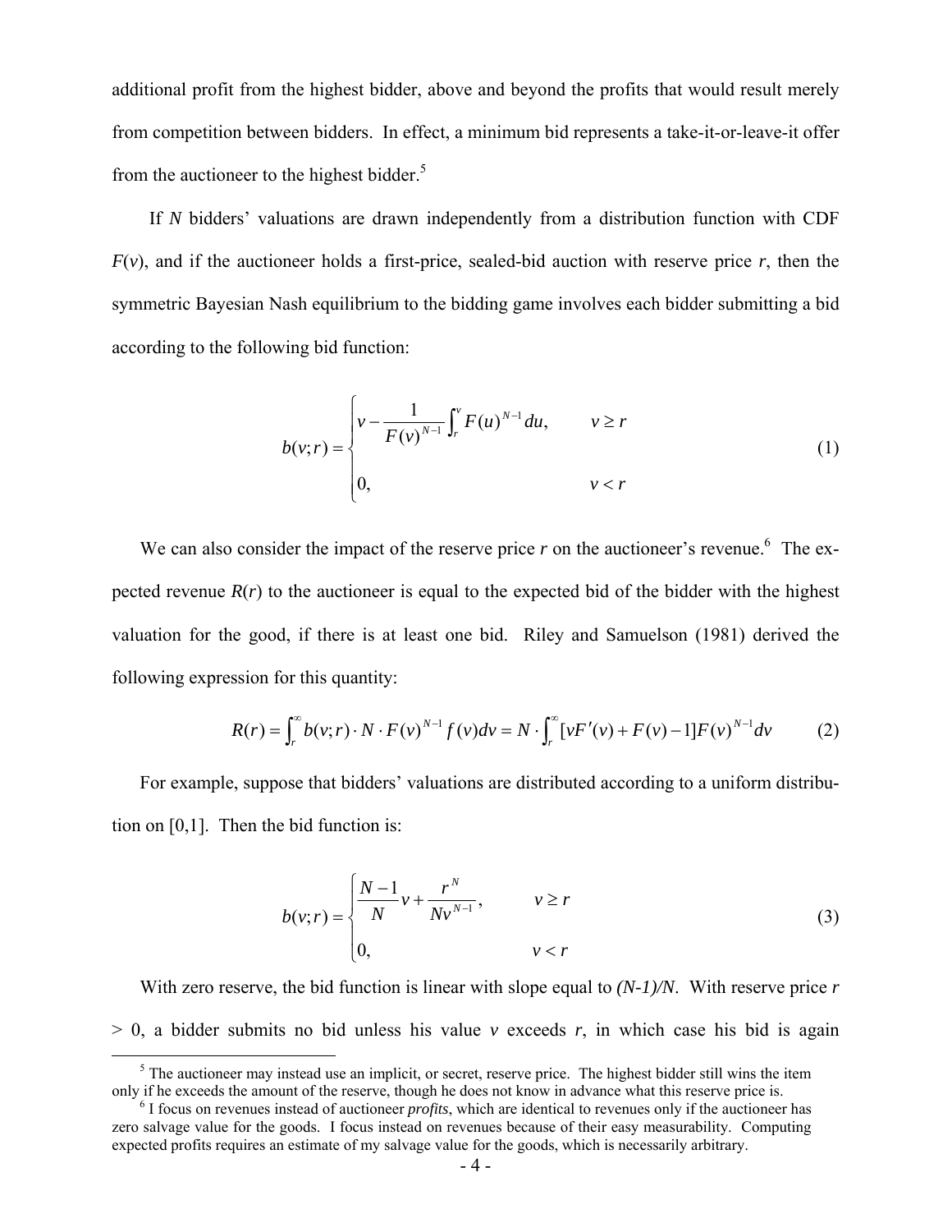additional profit from the highest bidder, above and beyond the profits that would result merely from competition between bidders. In effect, a minimum bid represents a take-it-or-leave-it offer from the auctioneer to the highest bidder.[5]

If $N$ bidders' valuations are drawn independently from a distribution function with CDF $F(v)$, and if the auctioneer holds a first-price, sealed-bid auction with reserve price $r$, then the symmetric Bayesian Nash equilibrium to the bidding game involves each bidder submitting a bid according to the following bid function:

$$b(v;r) = \begin{cases} v - \dfrac{1}{F(v)^{N-1}} \displaystyle\int_r^v F(u)^{N-1} du, & v \geq r \\ 0, & v < r \end{cases} \tag{1}$$

We can also consider the impact of the reserve price $r$ on the auctioneer's revenue.[6] The expected revenue $R(r)$ to the auctioneer is equal to the expected bid of the bidder with the highest valuation for the good, if there is at least one bid. Riley and Samuelson (1981) derived the following expression for this quantity:

$$R(r) = \int_r^\infty b(v;r) \cdot N \cdot F(v)^{N-1} f(v) dv = N \cdot \int_r^\infty [vF'(v) + F(v) - 1] F(v)^{N-1} dv \tag{2}$$

For example, suppose that bidders' valuations are distributed according to a uniform distribution on [0,1]. Then the bid function is:

$$b(v;r) = \begin{cases} \dfrac{N-1}{N} v + \dfrac{r^N}{Nv^{N-1}}, & v \geq r \\ 0, & v < r \end{cases} \tag{3}$$

With zero reserve, the bid function is linear with slope equal to *$(N-1)/N$*. With reserve price $r > 0$, a bidder submits no bid unless his value $v$ exceeds $r$, in which case his bid is again

[5] The auctioneer may instead use an implicit, or secret, reserve price. The highest bidder still wins the item only if he exceeds the amount of the reserve, though he does not know in advance what this reserve price is.

[6] I focus on revenues instead of auctioneer *profits*, which are identical to revenues only if the auctioneer has zero salvage value for the goods. I focus instead on revenues because of their easy measurability. Computing expected profits requires an estimate of my salvage value for the goods, which is necessarily arbitrary.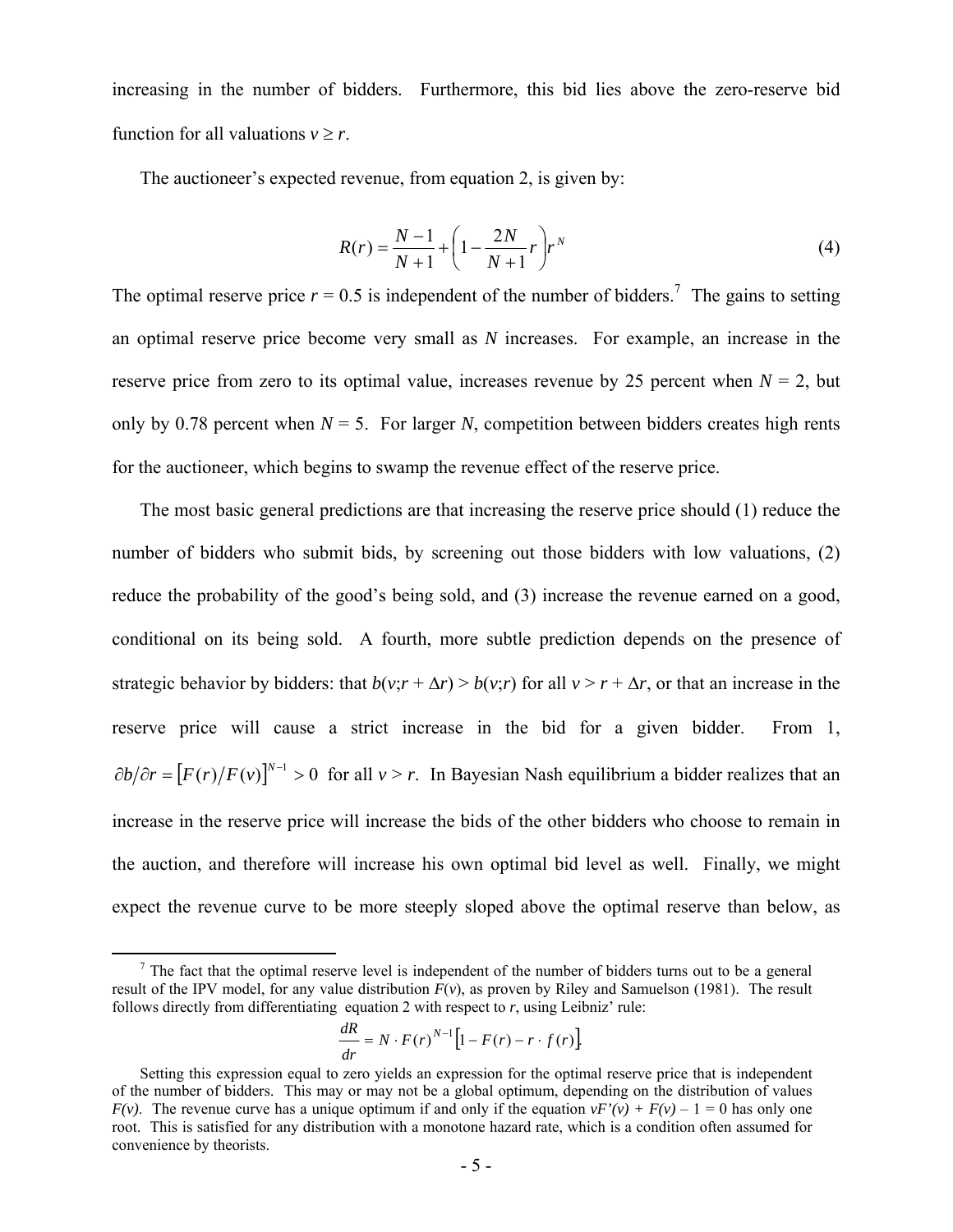increasing in the number of bidders. Furthermore, this bid lies above the zero-reserve bid function for all valuations $v \geq r$.

The auctioneer's expected revenue, from equation 2, is given by:

$$R(r) = \frac{N-1}{N+1} + \left(1 - \frac{2N}{N+1}r\right)r^N \tag{4}$$

The optimal reserve price $r = 0.5$ is independent of the number of bidders.[7] The gains to setting an optimal reserve price become very small as $N$ increases. For example, an increase in the reserve price from zero to its optimal value, increases revenue by 25 percent when $N = 2$, but only by 0.78 percent when $N = 5$. For larger $N$, competition between bidders creates high rents for the auctioneer, which begins to swamp the revenue effect of the reserve price.

The most basic general predictions are that increasing the reserve price should (1) reduce the number of bidders who submit bids, by screening out those bidders with low valuations, (2) reduce the probability of the good's being sold, and (3) increase the revenue earned on a good, conditional on its being sold. A fourth, more subtle prediction depends on the presence of strategic behavior by bidders: that $b(v;r + \Delta r) > b(v;r)$ for all $v > r + \Delta r$, or that an increase in the reserve price will cause a strict increase in the bid for a given bidder. From 1, $\partial b/\partial r = [F(r)/F(v)]^{N-1} > 0$ for all $v > r$. In Bayesian Nash equilibrium a bidder realizes that an increase in the reserve price will increase the bids of the other bidders who choose to remain in the auction, and therefore will increase his own optimal bid level as well. Finally, we might expect the revenue curve to be more steeply sloped above the optimal reserve than below, as

---

[7] The fact that the optimal reserve level is independent of the number of bidders turns out to be a general result of the IPV model, for any value distribution $F(v)$, as proven by Riley and Samuelson (1981). The result follows directly from differentiating equation 2 with respect to $r$, using Leibniz' rule:

$$\frac{dR}{dr} = N \cdot F(r)^{N-1}\left[1 - F(r) - r \cdot f(r)\right].$$

Setting this expression equal to zero yields an expression for the optimal reserve price that is independent of the number of bidders. This may or may not be a global optimum, depending on the distribution of values $F(v)$. The revenue curve has a unique optimum if and only if the equation $vF'(v) + F(v) - 1 = 0$ has only one root. This is satisfied for any distribution with a monotone hazard rate, which is a condition often assumed for convenience by theorists.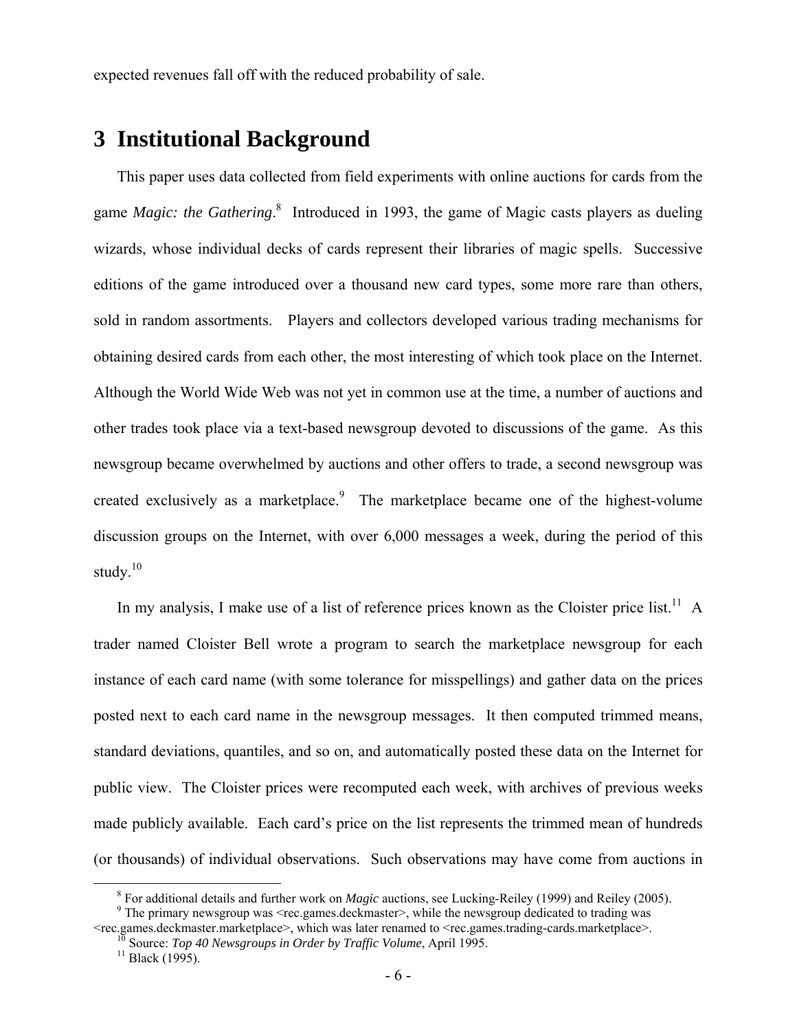expected revenues fall off with the reduced probability of sale.

## 3 Institutional Background

This paper uses data collected from field experiments with online auctions for cards from the game *Magic: the Gathering*.[8] Introduced in 1993, the game of Magic casts players as dueling wizards, whose individual decks of cards represent their libraries of magic spells. Successive editions of the game introduced over a thousand new card types, some more rare than others, sold in random assortments. Players and collectors developed various trading mechanisms for obtaining desired cards from each other, the most interesting of which took place on the Internet. Although the World Wide Web was not yet in common use at the time, a number of auctions and other trades took place via a text-based newsgroup devoted to discussions of the game. As this newsgroup became overwhelmed by auctions and other offers to trade, a second newsgroup was created exclusively as a marketplace.[9] The marketplace became one of the highest-volume discussion groups on the Internet, with over 6,000 messages a week, during the period of this study.[10]

In my analysis, I make use of a list of reference prices known as the Cloister price list.[11] A trader named Cloister Bell wrote a program to search the marketplace newsgroup for each instance of each card name (with some tolerance for misspellings) and gather data on the prices posted next to each card name in the newsgroup messages. It then computed trimmed means, standard deviations, quantiles, and so on, and automatically posted these data on the Internet for public view. The Cloister prices were recomputed each week, with archives of previous weeks made publicly available. Each card's price on the list represents the trimmed mean of hundreds (or thousands) of individual observations. Such observations may have come from auctions in

---

[8] For additional details and further work on *Magic* auctions, see Lucking-Reiley (1999) and Reiley (2005).

[9] The primary newsgroup was <rec.games.deckmaster>, while the newsgroup dedicated to trading was <rec.games.deckmaster.marketplace>, which was later renamed to <rec.games.trading-cards.marketplace>.

[10] Source: *Top 40 Newsgroups in Order by Traffic Volume*, April 1995.

[11] Black (1995).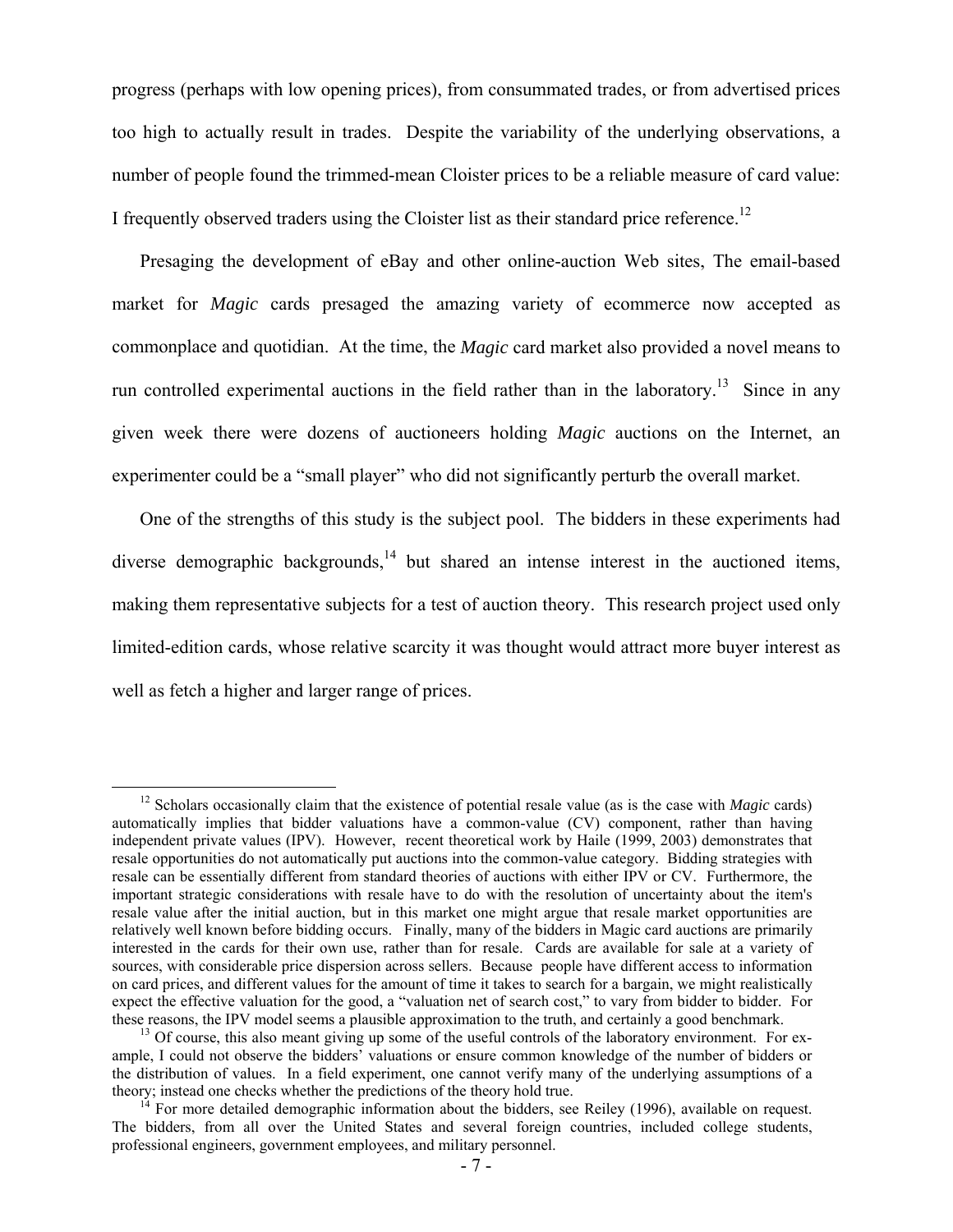progress (perhaps with low opening prices), from consummated trades, or from advertised prices too high to actually result in trades. Despite the variability of the underlying observations, a number of people found the trimmed-mean Cloister prices to be a reliable measure of card value: I frequently observed traders using the Cloister list as their standard price reference.[12]

Presaging the development of eBay and other online-auction Web sites, The email-based market for *Magic* cards presaged the amazing variety of ecommerce now accepted as commonplace and quotidian. At the time, the *Magic* card market also provided a novel means to run controlled experimental auctions in the field rather than in the laboratory.[13] Since in any given week there were dozens of auctioneers holding *Magic* auctions on the Internet, an experimenter could be a "small player" who did not significantly perturb the overall market.

One of the strengths of this study is the subject pool. The bidders in these experiments had diverse demographic backgrounds,[14] but shared an intense interest in the auctioned items, making them representative subjects for a test of auction theory. This research project used only limited-edition cards, whose relative scarcity it was thought would attract more buyer interest as well as fetch a higher and larger range of prices.

---

[12] Scholars occasionally claim that the existence of potential resale value (as is the case with *Magic* cards) automatically implies that bidder valuations have a common-value (CV) component, rather than having independent private values (IPV). However, recent theoretical work by Haile (1999, 2003) demonstrates that resale opportunities do not automatically put auctions into the common-value category. Bidding strategies with resale can be essentially different from standard theories of auctions with either IPV or CV. Furthermore, the important strategic considerations with resale have to do with the resolution of uncertainty about the item's resale value after the initial auction, but in this market one might argue that resale market opportunities are relatively well known before bidding occurs. Finally, many of the bidders in Magic card auctions are primarily interested in the cards for their own use, rather than for resale. Cards are available for sale at a variety of sources, with considerable price dispersion across sellers. Because people have different access to information on card prices, and different values for the amount of time it takes to search for a bargain, we might realistically expect the effective valuation for the good, a "valuation net of search cost," to vary from bidder to bidder. For these reasons, the IPV model seems a plausible approximation to the truth, and certainly a good benchmark.

[13] Of course, this also meant giving up some of the useful controls of the laboratory environment. For example, I could not observe the bidders' valuations or ensure common knowledge of the number of bidders or the distribution of values. In a field experiment, one cannot verify many of the underlying assumptions of a theory; instead one checks whether the predictions of the theory hold true.

[14] For more detailed demographic information about the bidders, see Reiley (1996), available on request. The bidders, from all over the United States and several foreign countries, included college students, professional engineers, government employees, and military personnel.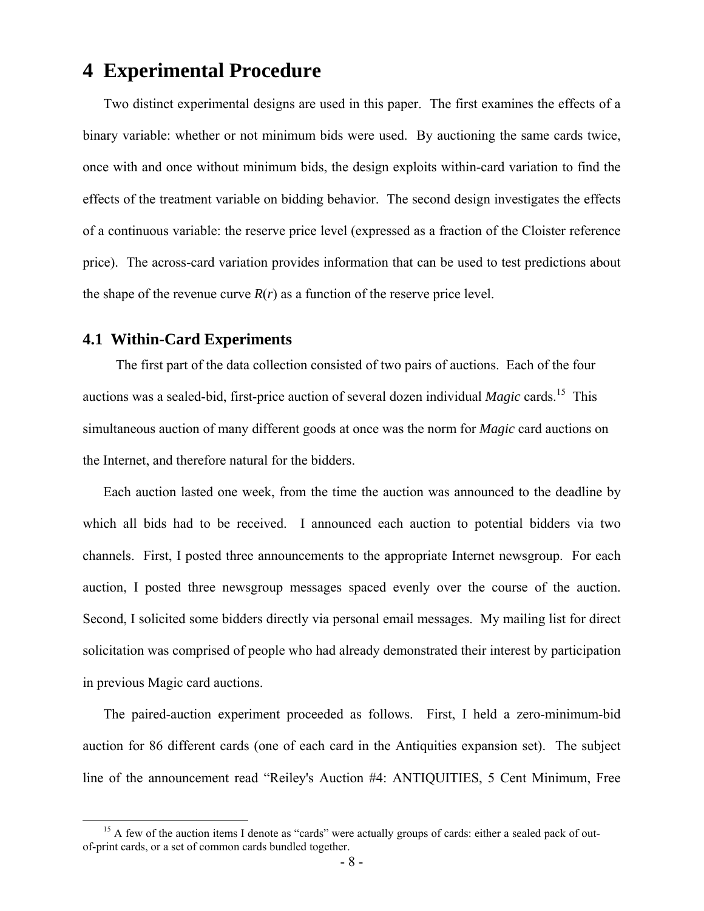# 4 Experimental Procedure

Two distinct experimental designs are used in this paper. The first examines the effects of a binary variable: whether or not minimum bids were used. By auctioning the same cards twice, once with and once without minimum bids, the design exploits within-card variation to find the effects of the treatment variable on bidding behavior. The second design investigates the effects of a continuous variable: the reserve price level (expressed as a fraction of the Cloister reference price). The across-card variation provides information that can be used to test predictions about the shape of the revenue curve $R(r)$ as a function of the reserve price level.

## 4.1 Within-Card Experiments

The first part of the data collection consisted of two pairs of auctions. Each of the four auctions was a sealed-bid, first-price auction of several dozen individual *Magic* cards.[15] This simultaneous auction of many different goods at once was the norm for *Magic* card auctions on the Internet, and therefore natural for the bidders.

Each auction lasted one week, from the time the auction was announced to the deadline by which all bids had to be received. I announced each auction to potential bidders via two channels. First, I posted three announcements to the appropriate Internet newsgroup. For each auction, I posted three newsgroup messages spaced evenly over the course of the auction. Second, I solicited some bidders directly via personal email messages. My mailing list for direct solicitation was comprised of people who had already demonstrated their interest by participation in previous Magic card auctions.

The paired-auction experiment proceeded as follows. First, I held a zero-minimum-bid auction for 86 different cards (one of each card in the Antiquities expansion set). The subject line of the announcement read "Reiley's Auction #4: ANTIQUITIES, 5 Cent Minimum, Free

[15] A few of the auction items I denote as "cards" were actually groups of cards: either a sealed pack of out-of-print cards, or a set of common cards bundled together.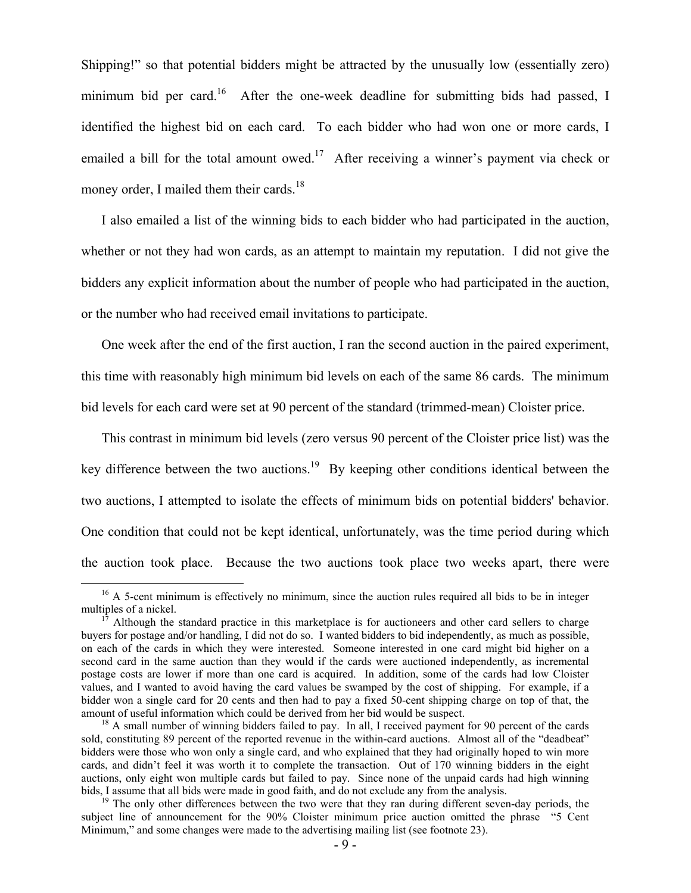Shipping!" so that potential bidders might be attracted by the unusually low (essentially zero) minimum bid per card.[16] After the one-week deadline for submitting bids had passed, I identified the highest bid on each card. To each bidder who had won one or more cards, I emailed a bill for the total amount owed.[17] After receiving a winner's payment via check or money order, I mailed them their cards.[18]

I also emailed a list of the winning bids to each bidder who had participated in the auction, whether or not they had won cards, as an attempt to maintain my reputation. I did not give the bidders any explicit information about the number of people who had participated in the auction, or the number who had received email invitations to participate.

One week after the end of the first auction, I ran the second auction in the paired experiment, this time with reasonably high minimum bid levels on each of the same 86 cards. The minimum bid levels for each card were set at 90 percent of the standard (trimmed-mean) Cloister price.

This contrast in minimum bid levels (zero versus 90 percent of the Cloister price list) was the key difference between the two auctions.[19] By keeping other conditions identical between the two auctions, I attempted to isolate the effects of minimum bids on potential bidders' behavior. One condition that could not be kept identical, unfortunately, was the time period during which the auction took place. Because the two auctions took place two weeks apart, there were

---

[16] A 5-cent minimum is effectively no minimum, since the auction rules required all bids to be in integer multiples of a nickel.

[17] Although the standard practice in this marketplace is for auctioneers and other card sellers to charge buyers for postage and/or handling, I did not do so. I wanted bidders to bid independently, as much as possible, on each of the cards in which they were interested. Someone interested in one card might bid higher on a second card in the same auction than they would if the cards were auctioned independently, as incremental postage costs are lower if more than one card is acquired. In addition, some of the cards had low Cloister values, and I wanted to avoid having the card values be swamped by the cost of shipping. For example, if a bidder won a single card for 20 cents and then had to pay a fixed 50-cent shipping charge on top of that, the amount of useful information which could be derived from her bid would be suspect.

[18] A small number of winning bidders failed to pay. In all, I received payment for 90 percent of the cards sold, constituting 89 percent of the reported revenue in the within-card auctions. Almost all of the "deadbeat" bidders were those who won only a single card, and who explained that they had originally hoped to win more cards, and didn't feel it was worth it to complete the transaction. Out of 170 winning bidders in the eight auctions, only eight won multiple cards but failed to pay. Since none of the unpaid cards had high winning bids, I assume that all bids were made in good faith, and do not exclude any from the analysis.

[19] The only other differences between the two were that they ran during different seven-day periods, the subject line of announcement for the 90% Cloister minimum price auction omitted the phrase "5 Cent Minimum," and some changes were made to the advertising mailing list (see footnote 23).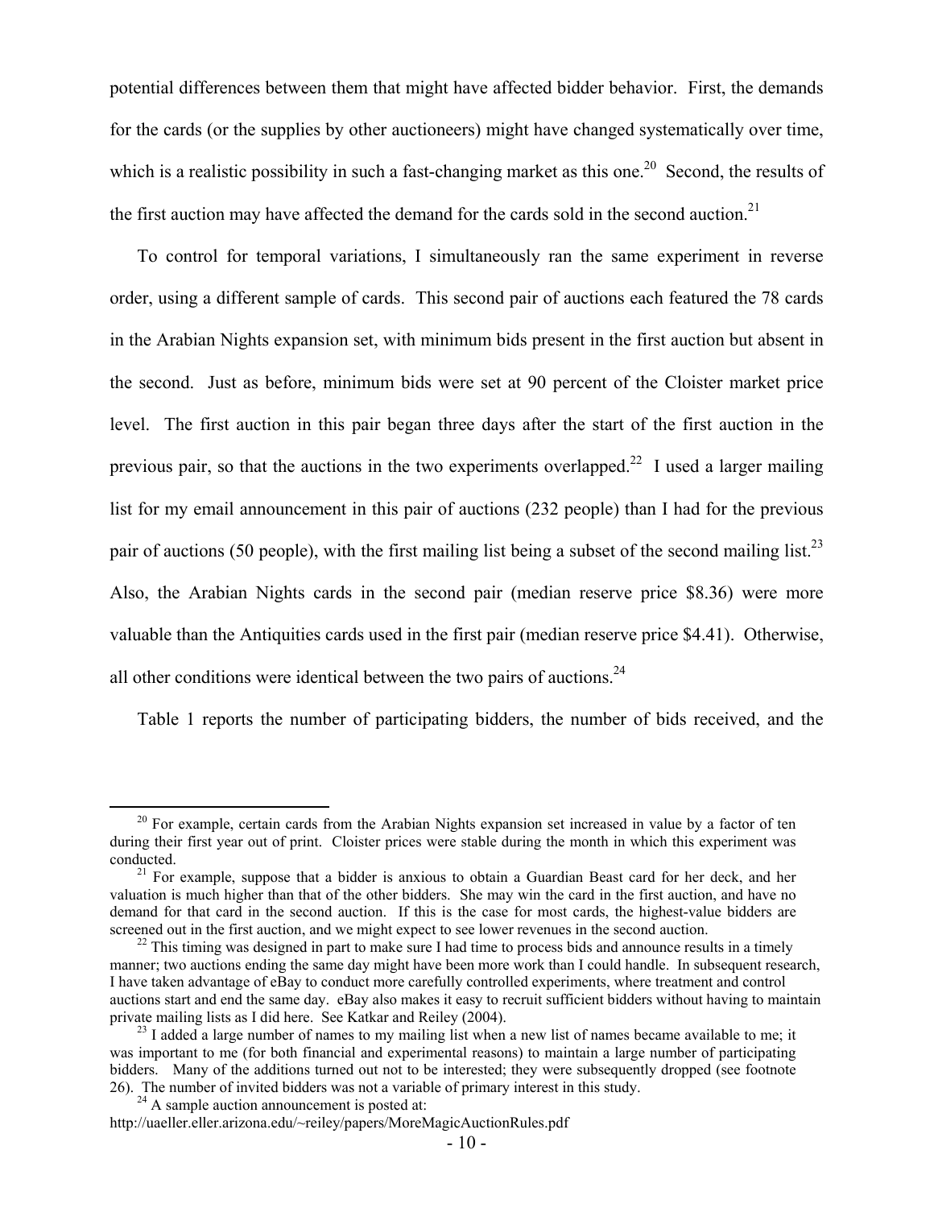potential differences between them that might have affected bidder behavior. First, the demands for the cards (or the supplies by other auctioneers) might have changed systematically over time, which is a realistic possibility in such a fast-changing market as this one.[20] Second, the results of the first auction may have affected the demand for the cards sold in the second auction.[21]

To control for temporal variations, I simultaneously ran the same experiment in reverse order, using a different sample of cards. This second pair of auctions each featured the 78 cards in the Arabian Nights expansion set, with minimum bids present in the first auction but absent in the second. Just as before, minimum bids were set at 90 percent of the Cloister market price level. The first auction in this pair began three days after the start of the first auction in the previous pair, so that the auctions in the two experiments overlapped.[22] I used a larger mailing list for my email announcement in this pair of auctions (232 people) than I had for the previous pair of auctions (50 people), with the first mailing list being a subset of the second mailing list.[23] Also, the Arabian Nights cards in the second pair (median reserve price \$8.36) were more valuable than the Antiquities cards used in the first pair (median reserve price \$4.41). Otherwise, all other conditions were identical between the two pairs of auctions.[24]

Table 1 reports the number of participating bidders, the number of bids received, and the

---

[20] For example, certain cards from the Arabian Nights expansion set increased in value by a factor of ten during their first year out of print. Cloister prices were stable during the month in which this experiment was conducted.

[21] For example, suppose that a bidder is anxious to obtain a Guardian Beast card for her deck, and her valuation is much higher than that of the other bidders. She may win the card in the first auction, and have no demand for that card in the second auction. If this is the case for most cards, the highest-value bidders are screened out in the first auction, and we might expect to see lower revenues in the second auction.

[22] This timing was designed in part to make sure I had time to process bids and announce results in a timely manner; two auctions ending the same day might have been more work than I could handle. In subsequent research, I have taken advantage of eBay to conduct more carefully controlled experiments, where treatment and control auctions start and end the same day. eBay also makes it easy to recruit sufficient bidders without having to maintain private mailing lists as I did here. See Katkar and Reiley (2004).

[23] I added a large number of names to my mailing list when a new list of names became available to me; it was important to me (for both financial and experimental reasons) to maintain a large number of participating bidders. Many of the additions turned out not to be interested; they were subsequently dropped (see footnote 26). The number of invited bidders was not a variable of primary interest in this study.

[24] A sample auction announcement is posted at:
http://uaeller.eller.arizona.edu/~reiley/papers/MoreMagicAuctionRules.pdf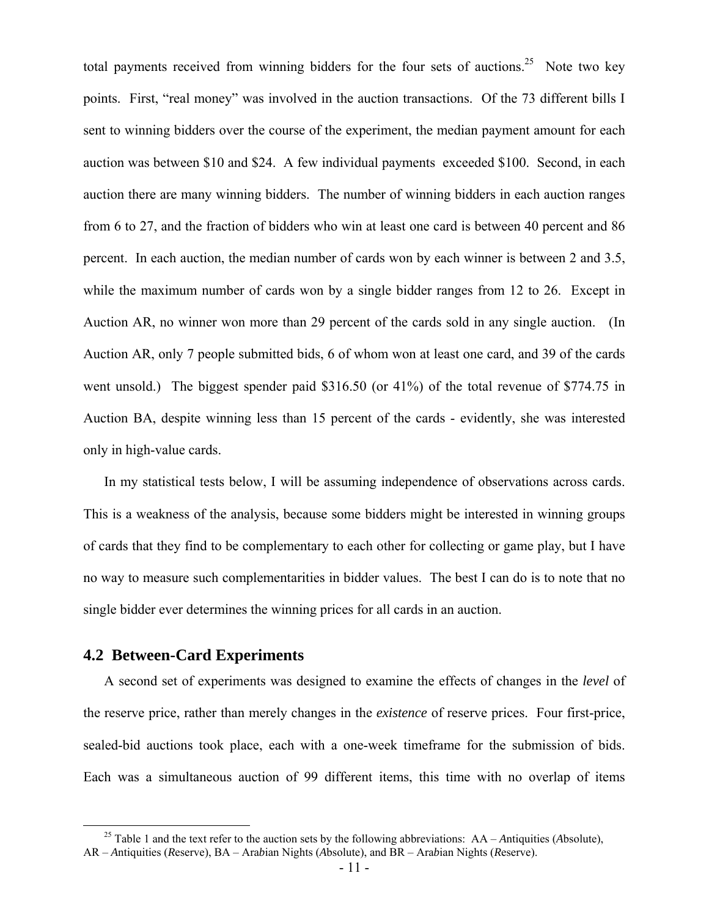total payments received from winning bidders for the four sets of auctions.[25] Note two key points. First, "real money" was involved in the auction transactions. Of the 73 different bills I sent to winning bidders over the course of the experiment, the median payment amount for each auction was between $10 and $24. A few individual payments exceeded $100. Second, in each auction there are many winning bidders. The number of winning bidders in each auction ranges from 6 to 27, and the fraction of bidders who win at least one card is between 40 percent and 86 percent. In each auction, the median number of cards won by each winner is between 2 and 3.5, while the maximum number of cards won by a single bidder ranges from 12 to 26. Except in Auction AR, no winner won more than 29 percent of the cards sold in any single auction. (In Auction AR, only 7 people submitted bids, 6 of whom won at least one card, and 39 of the cards went unsold.) The biggest spender paid $316.50 (or 41%) of the total revenue of $774.75 in Auction BA, despite winning less than 15 percent of the cards - evidently, she was interested only in high-value cards.

In my statistical tests below, I will be assuming independence of observations across cards. This is a weakness of the analysis, because some bidders might be interested in winning groups of cards that they find to be complementary to each other for collecting or game play, but I have no way to measure such complementarities in bidder values. The best I can do is to note that no single bidder ever determines the winning prices for all cards in an auction.

## 4.2 Between-Card Experiments

A second set of experiments was designed to examine the effects of changes in the *level* of the reserve price, rather than merely changes in the *existence* of reserve prices. Four first-price, sealed-bid auctions took place, each with a one-week timeframe for the submission of bids. Each was a simultaneous auction of 99 different items, this time with no overlap of items

[25] Table 1 and the text refer to the auction sets by the following abbreviations: AA – *A*ntiquities (*A*bsolute), AR – *A*ntiquities (*R*eserve), BA – Ara*b*ian Nights (*A*bsolute), and BR – Ara*b*ian Nights (*R*eserve).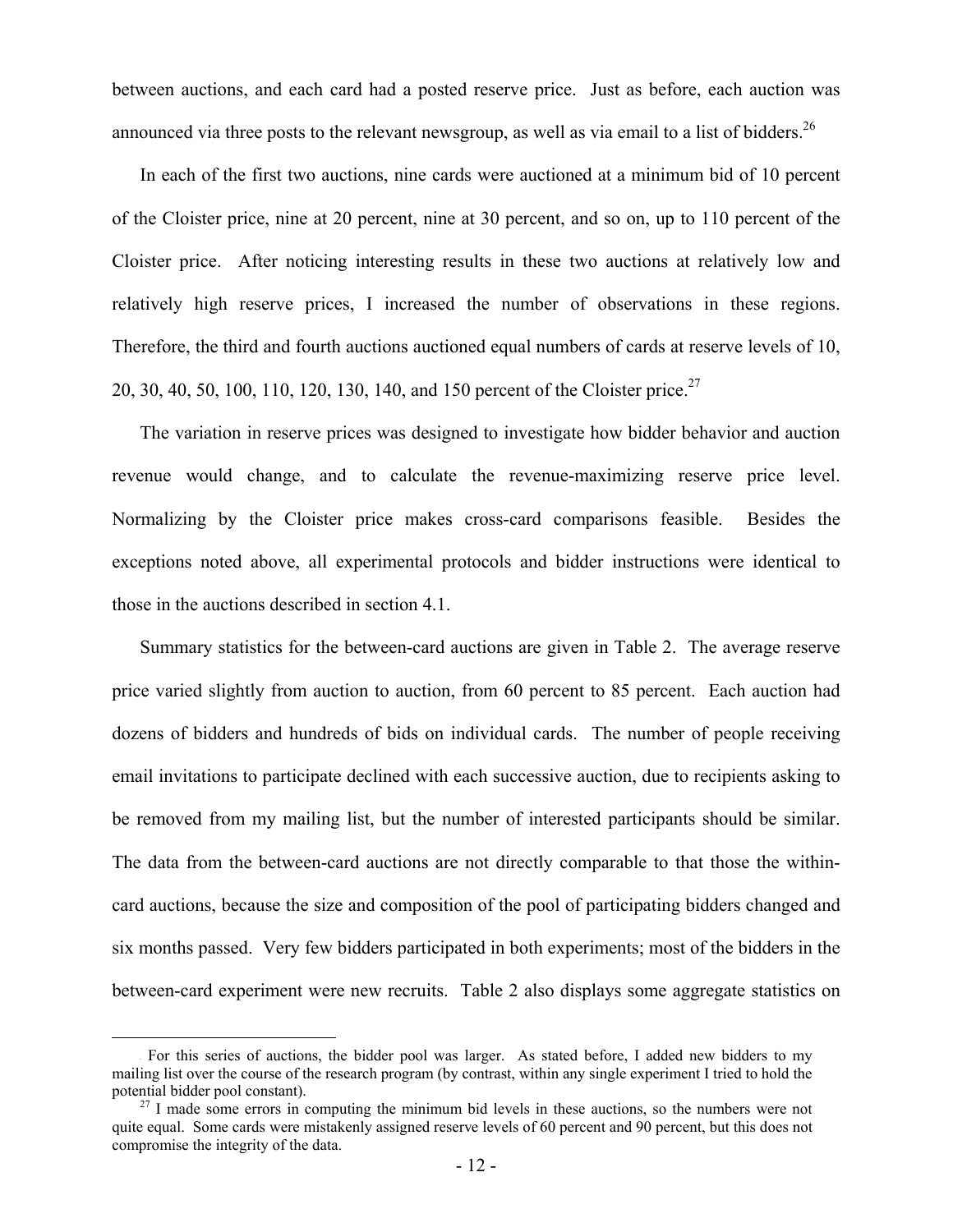between auctions, and each card had a posted reserve price. Just as before, each auction was announced via three posts to the relevant newsgroup, as well as via email to a list of bidders.[26]

In each of the first two auctions, nine cards were auctioned at a minimum bid of 10 percent of the Cloister price, nine at 20 percent, nine at 30 percent, and so on, up to 110 percent of the Cloister price. After noticing interesting results in these two auctions at relatively low and relatively high reserve prices, I increased the number of observations in these regions. Therefore, the third and fourth auctions auctioned equal numbers of cards at reserve levels of 10, 20, 30, 40, 50, 100, 110, 120, 130, 140, and 150 percent of the Cloister price.[27]

The variation in reserve prices was designed to investigate how bidder behavior and auction revenue would change, and to calculate the revenue-maximizing reserve price level. Normalizing by the Cloister price makes cross-card comparisons feasible. Besides the exceptions noted above, all experimental protocols and bidder instructions were identical to those in the auctions described in section 4.1.

Summary statistics for the between-card auctions are given in Table 2. The average reserve price varied slightly from auction to auction, from 60 percent to 85 percent. Each auction had dozens of bidders and hundreds of bids on individual cards. The number of people receiving email invitations to participate declined with each successive auction, due to recipients asking to be removed from my mailing list, but the number of interested participants should be similar. The data from the between-card auctions are not directly comparable to that those the within-card auctions, because the size and composition of the pool of participating bidders changed and six months passed. Very few bidders participated in both experiments; most of the bidders in the between-card experiment were new recruits. Table 2 also displays some aggregate statistics on

---

[26] For this series of auctions, the bidder pool was larger. As stated before, I added new bidders to my mailing list over the course of the research program (by contrast, within any single experiment I tried to hold the potential bidder pool constant).

[27] I made some errors in computing the minimum bid levels in these auctions, so the numbers were not quite equal. Some cards were mistakenly assigned reserve levels of 60 percent and 90 percent, but this does not compromise the integrity of the data.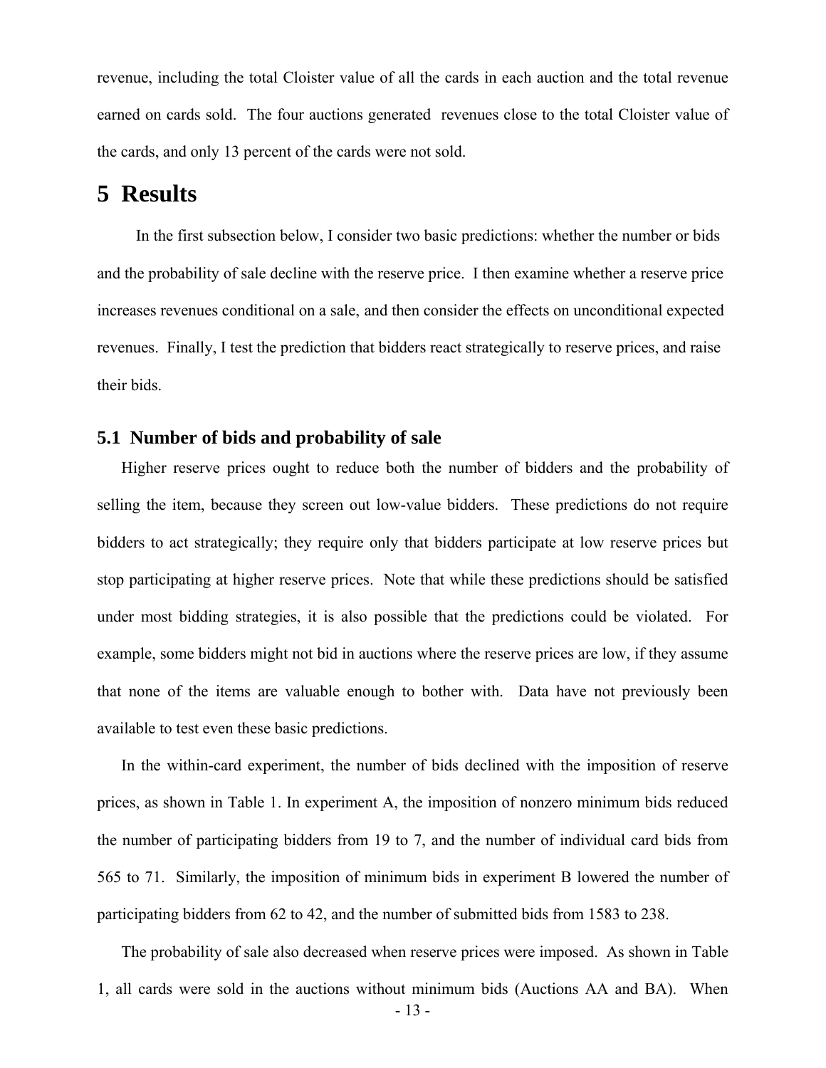revenue, including the total Cloister value of all the cards in each auction and the total revenue earned on cards sold. The four auctions generated revenues close to the total Cloister value of the cards, and only 13 percent of the cards were not sold.

# 5 Results

In the first subsection below, I consider two basic predictions: whether the number or bids and the probability of sale decline with the reserve price. I then examine whether a reserve price increases revenues conditional on a sale, and then consider the effects on unconditional expected revenues. Finally, I test the prediction that bidders react strategically to reserve prices, and raise their bids.

## 5.1 Number of bids and probability of sale

Higher reserve prices ought to reduce both the number of bidders and the probability of selling the item, because they screen out low-value bidders. These predictions do not require bidders to act strategically; they require only that bidders participate at low reserve prices but stop participating at higher reserve prices. Note that while these predictions should be satisfied under most bidding strategies, it is also possible that the predictions could be violated. For example, some bidders might not bid in auctions where the reserve prices are low, if they assume that none of the items are valuable enough to bother with. Data have not previously been available to test even these basic predictions.

In the within-card experiment, the number of bids declined with the imposition of reserve prices, as shown in Table 1. In experiment A, the imposition of nonzero minimum bids reduced the number of participating bidders from 19 to 7, and the number of individual card bids from 565 to 71. Similarly, the imposition of minimum bids in experiment B lowered the number of participating bidders from 62 to 42, and the number of submitted bids from 1583 to 238.

The probability of sale also decreased when reserve prices were imposed. As shown in Table 1, all cards were sold in the auctions without minimum bids (Auctions AA and BA). When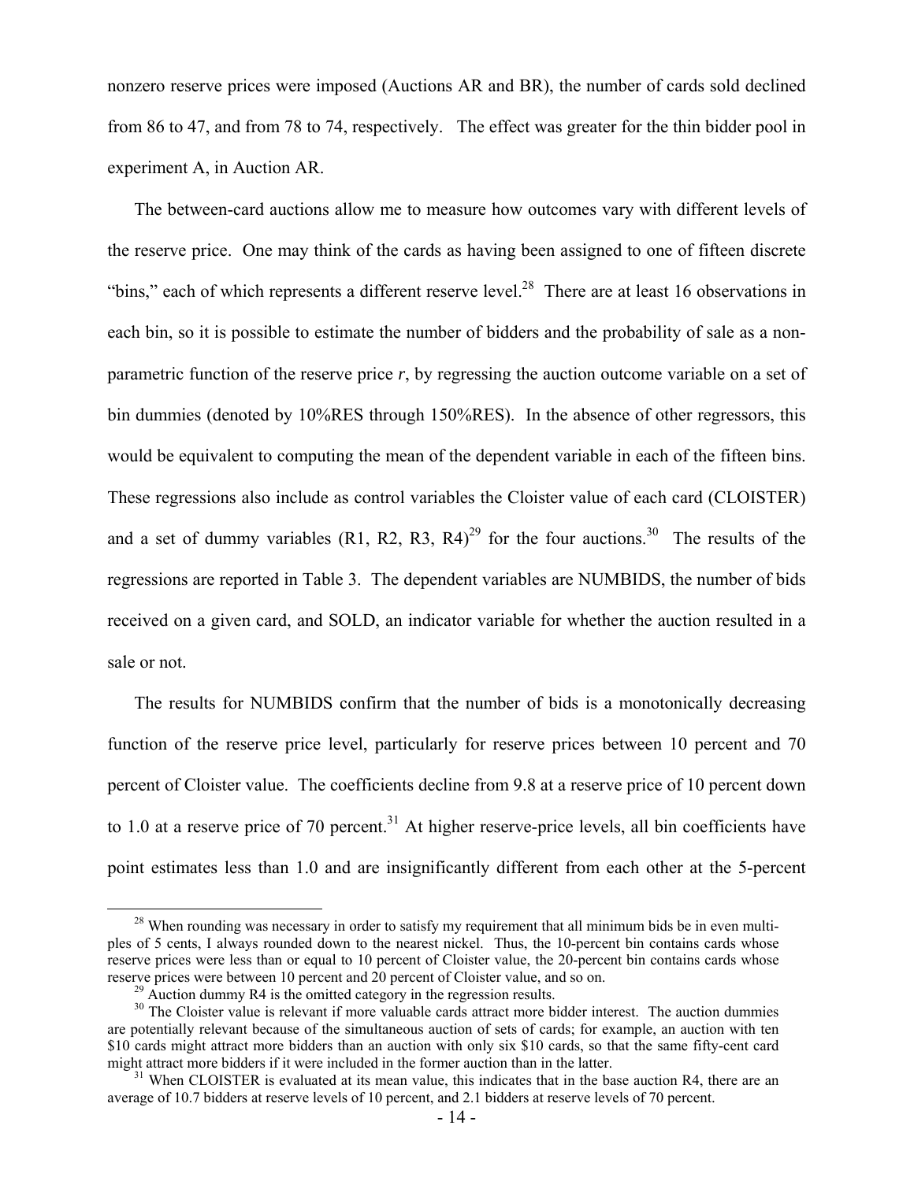nonzero reserve prices were imposed (Auctions AR and BR), the number of cards sold declined from 86 to 47, and from 78 to 74, respectively. The effect was greater for the thin bidder pool in experiment A, in Auction AR.

The between-card auctions allow me to measure how outcomes vary with different levels of the reserve price. One may think of the cards as having been assigned to one of fifteen discrete "bins," each of which represents a different reserve level.[28] There are at least 16 observations in each bin, so it is possible to estimate the number of bidders and the probability of sale as a non-parametric function of the reserve price *r*, by regressing the auction outcome variable on a set of bin dummies (denoted by 10%RES through 150%RES). In the absence of other regressors, this would be equivalent to computing the mean of the dependent variable in each of the fifteen bins. These regressions also include as control variables the Cloister value of each card (CLOISTER) and a set of dummy variables (R1, R2, R3, R4)[29] for the four auctions.[30] The results of the regressions are reported in Table 3. The dependent variables are NUMBIDS, the number of bids received on a given card, and SOLD, an indicator variable for whether the auction resulted in a sale or not.

The results for NUMBIDS confirm that the number of bids is a monotonically decreasing function of the reserve price level, particularly for reserve prices between 10 percent and 70 percent of Cloister value. The coefficients decline from 9.8 at a reserve price of 10 percent down to 1.0 at a reserve price of 70 percent.[31] At higher reserve-price levels, all bin coefficients have point estimates less than 1.0 and are insignificantly different from each other at the 5-percent

[28] When rounding was necessary in order to satisfy my requirement that all minimum bids be in even multiples of 5 cents, I always rounded down to the nearest nickel. Thus, the 10-percent bin contains cards whose reserve prices were less than or equal to 10 percent of Cloister value, the 20-percent bin contains cards whose reserve prices were between 10 percent and 20 percent of Cloister value, and so on.

[29] Auction dummy R4 is the omitted category in the regression results.

[30] The Cloister value is relevant if more valuable cards attract more bidder interest. The auction dummies are potentially relevant because of the simultaneous auction of sets of cards; for example, an auction with ten \$10 cards might attract more bidders than an auction with only six \$10 cards, so that the same fifty-cent card might attract more bidders if it were included in the former auction than in the latter.

[31] When CLOISTER is evaluated at its mean value, this indicates that in the base auction R4, there are an average of 10.7 bidders at reserve levels of 10 percent, and 2.1 bidders at reserve levels of 70 percent.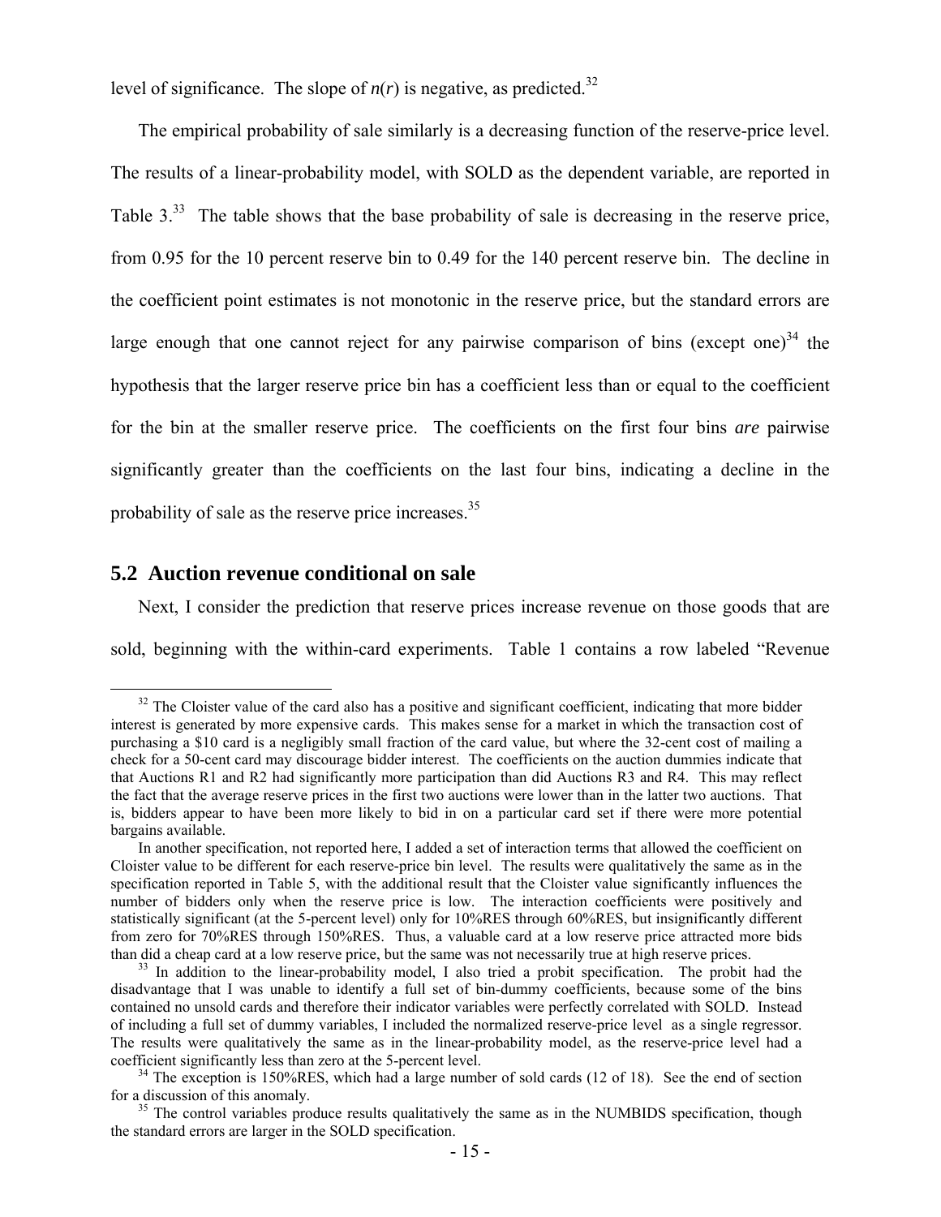level of significance. The slope of $n(r)$ is negative, as predicted.[32]

The empirical probability of sale similarly is a decreasing function of the reserve-price level. The results of a linear-probability model, with SOLD as the dependent variable, are reported in Table 3.[33] The table shows that the base probability of sale is decreasing in the reserve price, from 0.95 for the 10 percent reserve bin to 0.49 for the 140 percent reserve bin. The decline in the coefficient point estimates is not monotonic in the reserve price, but the standard errors are large enough that one cannot reject for any pairwise comparison of bins (except one)[34] the hypothesis that the larger reserve price bin has a coefficient less than or equal to the coefficient for the bin at the smaller reserve price. The coefficients on the first four bins *are* pairwise significantly greater than the coefficients on the last four bins, indicating a decline in the probability of sale as the reserve price increases.[35]

## 5.2 Auction revenue conditional on sale

Next, I consider the prediction that reserve prices increase revenue on those goods that are sold, beginning with the within-card experiments. Table 1 contains a row labeled "Revenue

---

[32] The Cloister value of the card also has a positive and significant coefficient, indicating that more bidder interest is generated by more expensive cards. This makes sense for a market in which the transaction cost of purchasing a \$10 card is a negligibly small fraction of the card value, but where the 32-cent cost of mailing a check for a 50-cent card may discourage bidder interest. The coefficients on the auction dummies indicate that that Auctions R1 and R2 had significantly more participation than did Auctions R3 and R4. This may reflect the fact that the average reserve prices in the first two auctions were lower than in the latter two auctions. That is, bidders appear to have been more likely to bid in on a particular card set if there were more potential bargains available.

In another specification, not reported here, I added a set of interaction terms that allowed the coefficient on Cloister value to be different for each reserve-price bin level. The results were qualitatively the same as in the specification reported in Table 5, with the additional result that the Cloister value significantly influences the number of bidders only when the reserve price is low. The interaction coefficients were positively and statistically significant (at the 5-percent level) only for 10%RES through 60%RES, but insignificantly different from zero for 70%RES through 150%RES. Thus, a valuable card at a low reserve price attracted more bids than did a cheap card at a low reserve price, but the same was not necessarily true at high reserve prices.

[33] In addition to the linear-probability model, I also tried a probit specification. The probit had the disadvantage that I was unable to identify a full set of bin-dummy coefficients, because some of the bins contained no unsold cards and therefore their indicator variables were perfectly correlated with SOLD. Instead of including a full set of dummy variables, I included the normalized reserve-price level as a single regressor. The results were qualitatively the same as in the linear-probability model, as the reserve-price level had a coefficient significantly less than zero at the 5-percent level.

[34] The exception is 150%RES, which had a large number of sold cards (12 of 18). See the end of section for a discussion of this anomaly.

[35] The control variables produce results qualitatively the same as in the NUMBIDS specification, though the standard errors are larger in the SOLD specification.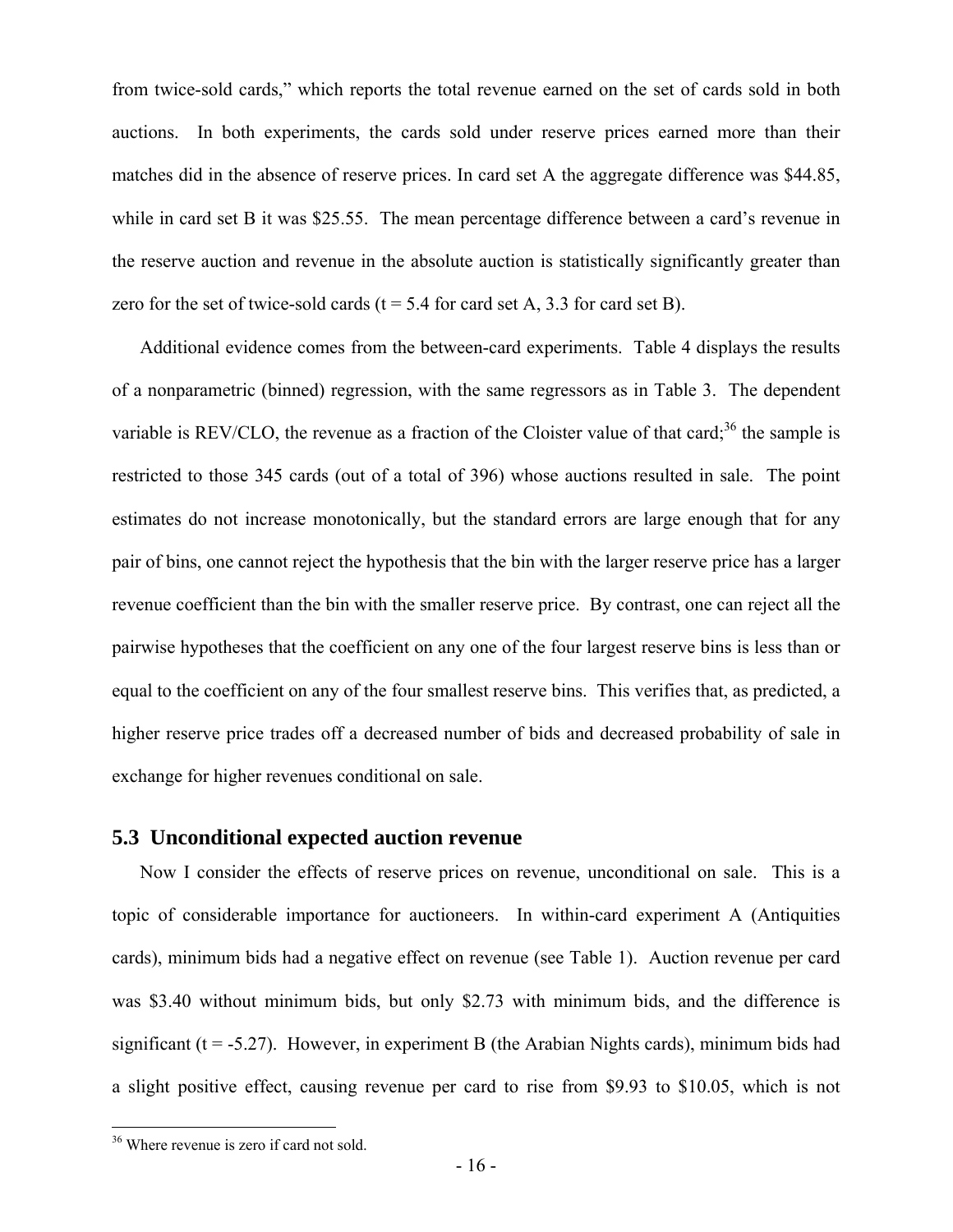from twice-sold cards," which reports the total revenue earned on the set of cards sold in both auctions. In both experiments, the cards sold under reserve prices earned more than their matches did in the absence of reserve prices. In card set A the aggregate difference was $44.85, while in card set B it was $25.55. The mean percentage difference between a card's revenue in the reserve auction and revenue in the absolute auction is statistically significantly greater than zero for the set of twice-sold cards (t = 5.4 for card set A, 3.3 for card set B).

Additional evidence comes from the between-card experiments. Table 4 displays the results of a nonparametric (binned) regression, with the same regressors as in Table 3. The dependent variable is REV/CLO, the revenue as a fraction of the Cloister value of that card;[36] the sample is restricted to those 345 cards (out of a total of 396) whose auctions resulted in sale. The point estimates do not increase monotonically, but the standard errors are large enough that for any pair of bins, one cannot reject the hypothesis that the bin with the larger reserve price has a larger revenue coefficient than the bin with the smaller reserve price. By contrast, one can reject all the pairwise hypotheses that the coefficient on any one of the four largest reserve bins is less than or equal to the coefficient on any of the four smallest reserve bins. This verifies that, as predicted, a higher reserve price trades off a decreased number of bids and decreased probability of sale in exchange for higher revenues conditional on sale.

## 5.3 Unconditional expected auction revenue

Now I consider the effects of reserve prices on revenue, unconditional on sale. This is a topic of considerable importance for auctioneers. In within-card experiment A (Antiquities cards), minimum bids had a negative effect on revenue (see Table 1). Auction revenue per card was $3.40 without minimum bids, but only $2.73 with minimum bids, and the difference is significant (t = -5.27). However, in experiment B (the Arabian Nights cards), minimum bids had a slight positive effect, causing revenue per card to rise from $9.93 to $10.05, which is not

[36] Where revenue is zero if card not sold.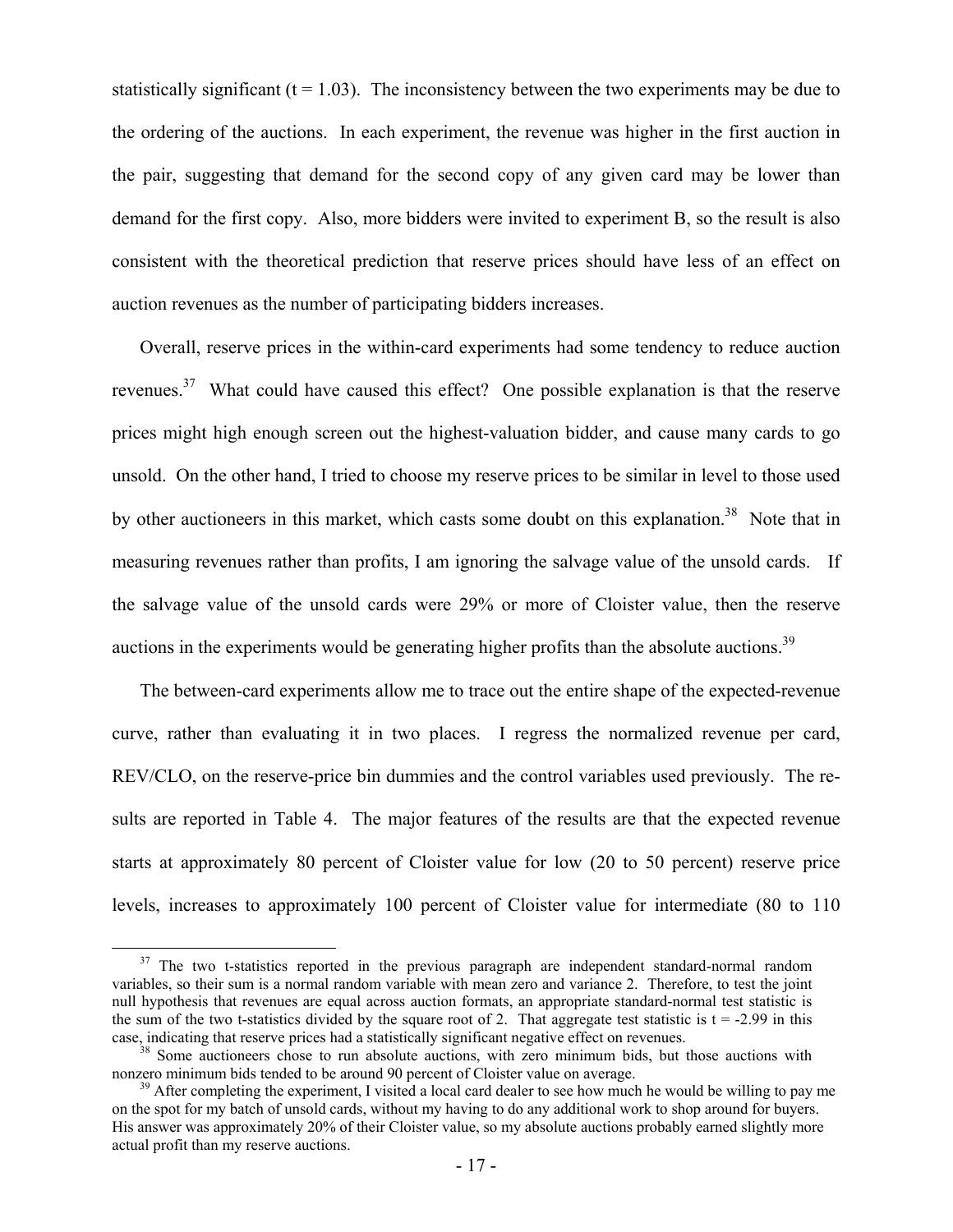statistically significant ($t = 1.03$). The inconsistency between the two experiments may be due to the ordering of the auctions. In each experiment, the revenue was higher in the first auction in the pair, suggesting that demand for the second copy of any given card may be lower than demand for the first copy. Also, more bidders were invited to experiment B, so the result is also consistent with the theoretical prediction that reserve prices should have less of an effect on auction revenues as the number of participating bidders increases.

Overall, reserve prices in the within-card experiments had some tendency to reduce auction revenues.[37] What could have caused this effect? One possible explanation is that the reserve prices might high enough screen out the highest-valuation bidder, and cause many cards to go unsold. On the other hand, I tried to choose my reserve prices to be similar in level to those used by other auctioneers in this market, which casts some doubt on this explanation.[38] Note that in measuring revenues rather than profits, I am ignoring the salvage value of the unsold cards. If the salvage value of the unsold cards were 29% or more of Cloister value, then the reserve auctions in the experiments would be generating higher profits than the absolute auctions.[39]

The between-card experiments allow me to trace out the entire shape of the expected-revenue curve, rather than evaluating it in two places. I regress the normalized revenue per card, REV/CLO, on the reserve-price bin dummies and the control variables used previously. The results are reported in Table 4. The major features of the results are that the expected revenue starts at approximately 80 percent of Cloister value for low (20 to 50 percent) reserve price levels, increases to approximately 100 percent of Cloister value for intermediate (80 to 110

---

[37] The two t-statistics reported in the previous paragraph are independent standard-normal random variables, so their sum is a normal random variable with mean zero and variance 2. Therefore, to test the joint null hypothesis that revenues are equal across auction formats, an appropriate standard-normal test statistic is the sum of the two t-statistics divided by the square root of 2. That aggregate test statistic is $t = -2.99$ in this case, indicating that reserve prices had a statistically significant negative effect on revenues.

[38] Some auctioneers chose to run absolute auctions, with zero minimum bids, but those auctions with nonzero minimum bids tended to be around 90 percent of Cloister value on average.

[39] After completing the experiment, I visited a local card dealer to see how much he would be willing to pay me on the spot for my batch of unsold cards, without my having to do any additional work to shop around for buyers. His answer was approximately 20% of their Cloister value, so my absolute auctions probably earned slightly more actual profit than my reserve auctions.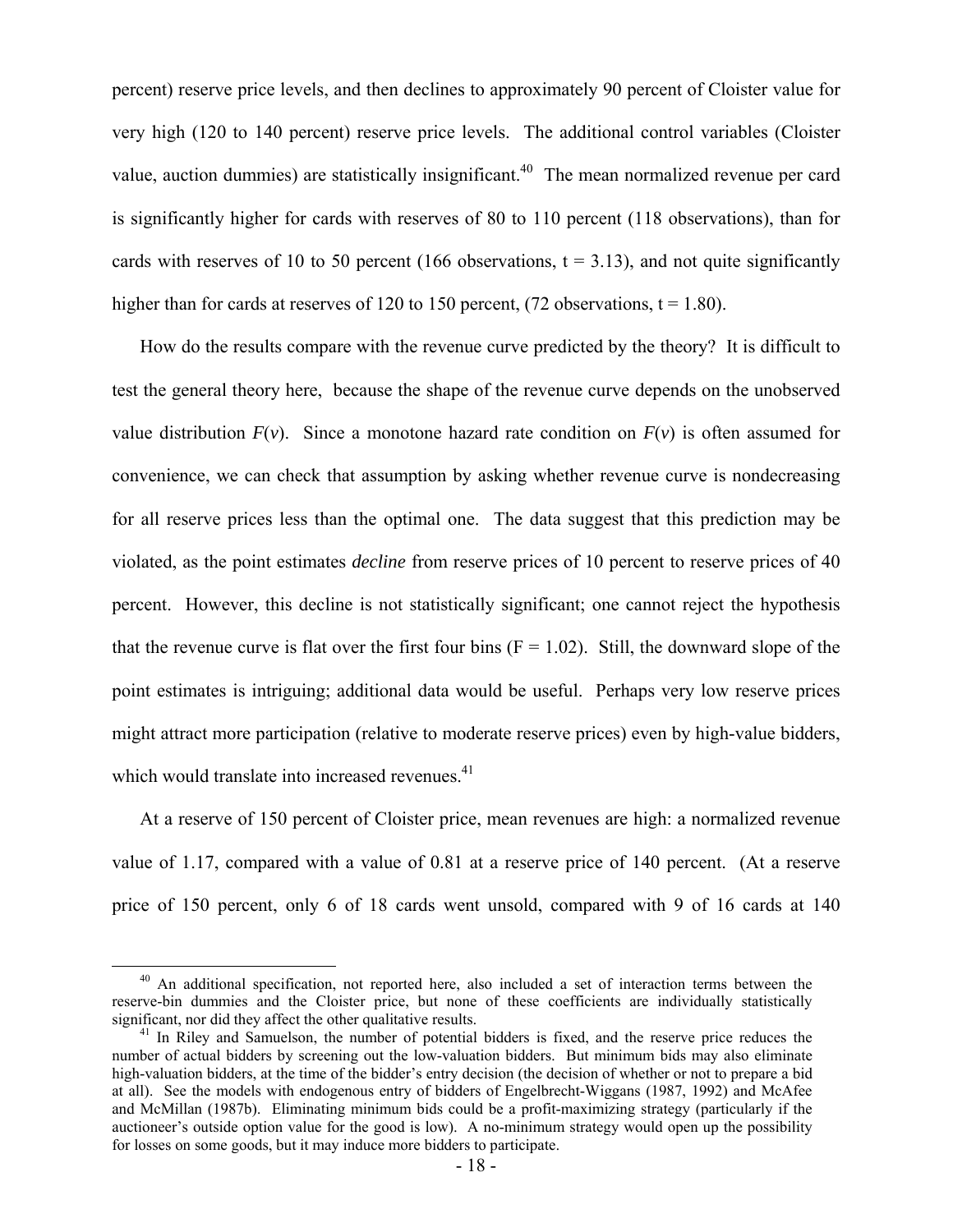percent) reserve price levels, and then declines to approximately 90 percent of Cloister value for very high (120 to 140 percent) reserve price levels. The additional control variables (Cloister value, auction dummies) are statistically insignificant.[40] The mean normalized revenue per card is significantly higher for cards with reserves of 80 to 110 percent (118 observations), than for cards with reserves of 10 to 50 percent (166 observations, $t = 3.13$), and not quite significantly higher than for cards at reserves of 120 to 150 percent, (72 observations, $t = 1.80$).

How do the results compare with the revenue curve predicted by the theory? It is difficult to test the general theory here, because the shape of the revenue curve depends on the unobserved value distribution $F(v)$. Since a monotone hazard rate condition on $F(v)$ is often assumed for convenience, we can check that assumption by asking whether revenue curve is nondecreasing for all reserve prices less than the optimal one. The data suggest that this prediction may be violated, as the point estimates *decline* from reserve prices of 10 percent to reserve prices of 40 percent. However, this decline is not statistically significant; one cannot reject the hypothesis that the revenue curve is flat over the first four bins ($F = 1.02$). Still, the downward slope of the point estimates is intriguing; additional data would be useful. Perhaps very low reserve prices might attract more participation (relative to moderate reserve prices) even by high-value bidders, which would translate into increased revenues.[41]

At a reserve of 150 percent of Cloister price, mean revenues are high: a normalized revenue value of 1.17, compared with a value of 0.81 at a reserve price of 140 percent. (At a reserve price of 150 percent, only 6 of 18 cards went unsold, compared with 9 of 16 cards at 140

[40] An additional specification, not reported here, also included a set of interaction terms between the reserve-bin dummies and the Cloister price, but none of these coefficients are individually statistically significant, nor did they affect the other qualitative results.

[41] In Riley and Samuelson, the number of potential bidders is fixed, and the reserve price reduces the number of actual bidders by screening out the low-valuation bidders. But minimum bids may also eliminate high-valuation bidders, at the time of the bidder's entry decision (the decision of whether or not to prepare a bid at all). See the models with endogenous entry of bidders of Engelbrecht-Wiggans (1987, 1992) and McAfee and McMillan (1987b). Eliminating minimum bids could be a profit-maximizing strategy (particularly if the auctioneer's outside option value for the good is low). A no-minimum strategy would open up the possibility for losses on some goods, but it may induce more bidders to participate.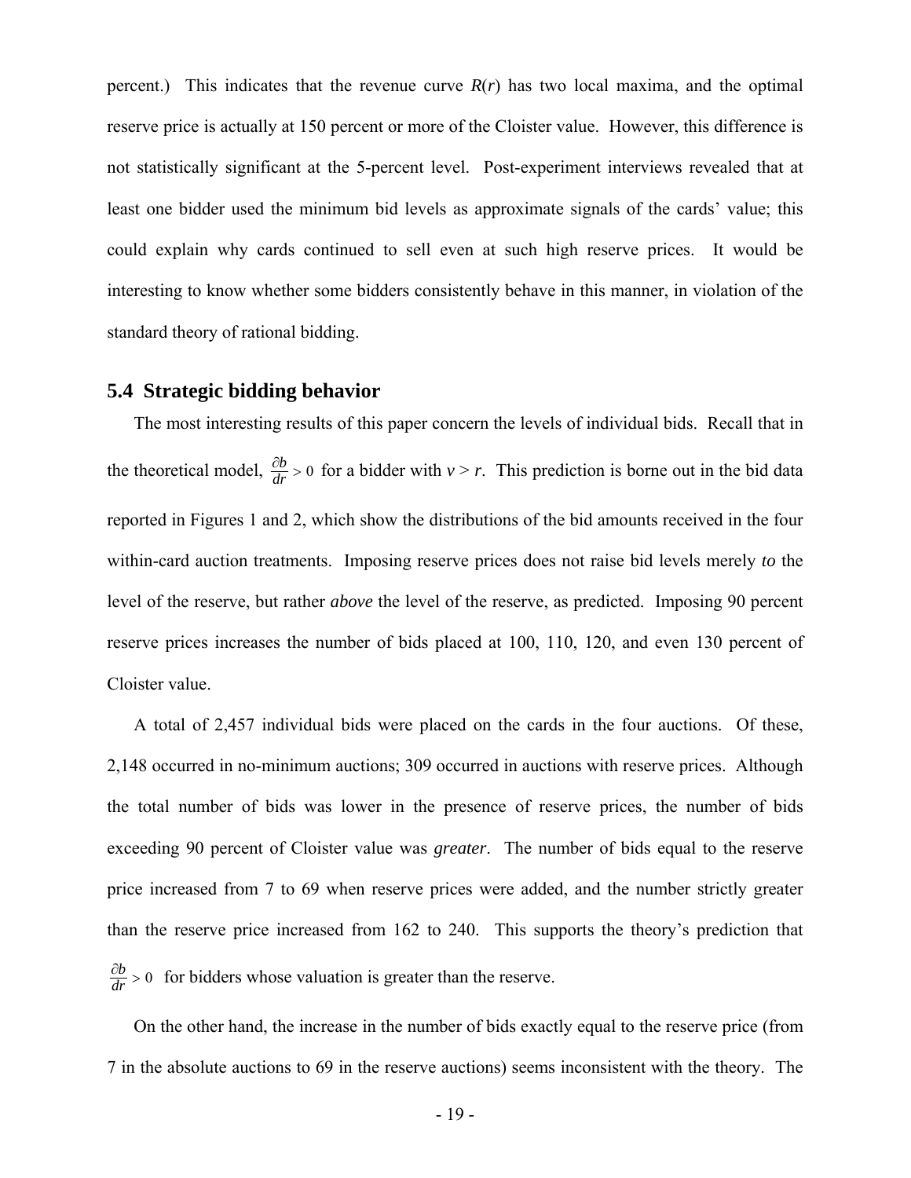percent.) This indicates that the revenue curve $R(r)$ has two local maxima, and the optimal reserve price is actually at 150 percent or more of the Cloister value. However, this difference is not statistically significant at the 5-percent level. Post-experiment interviews revealed that at least one bidder used the minimum bid levels as approximate signals of the cards' value; this could explain why cards continued to sell even at such high reserve prices. It would be interesting to know whether some bidders consistently behave in this manner, in violation of the standard theory of rational bidding.

## 5.4 Strategic bidding behavior

The most interesting results of this paper concern the levels of individual bids. Recall that in the theoretical model, $\frac{\partial b}{dr} > 0$ for a bidder with $v > r$. This prediction is borne out in the bid data reported in Figures 1 and 2, which show the distributions of the bid amounts received in the four within-card auction treatments. Imposing reserve prices does not raise bid levels merely *to* the level of the reserve, but rather *above* the level of the reserve, as predicted. Imposing 90 percent reserve prices increases the number of bids placed at 100, 110, 120, and even 130 percent of Cloister value.

A total of 2,457 individual bids were placed on the cards in the four auctions. Of these, 2,148 occurred in no-minimum auctions; 309 occurred in auctions with reserve prices. Although the total number of bids was lower in the presence of reserve prices, the number of bids exceeding 90 percent of Cloister value was *greater*. The number of bids equal to the reserve price increased from 7 to 69 when reserve prices were added, and the number strictly greater than the reserve price increased from 162 to 240. This supports the theory's prediction that $\frac{\partial b}{dr} > 0$ for bidders whose valuation is greater than the reserve.

On the other hand, the increase in the number of bids exactly equal to the reserve price (from 7 in the absolute auctions to 69 in the reserve auctions) seems inconsistent with the theory. The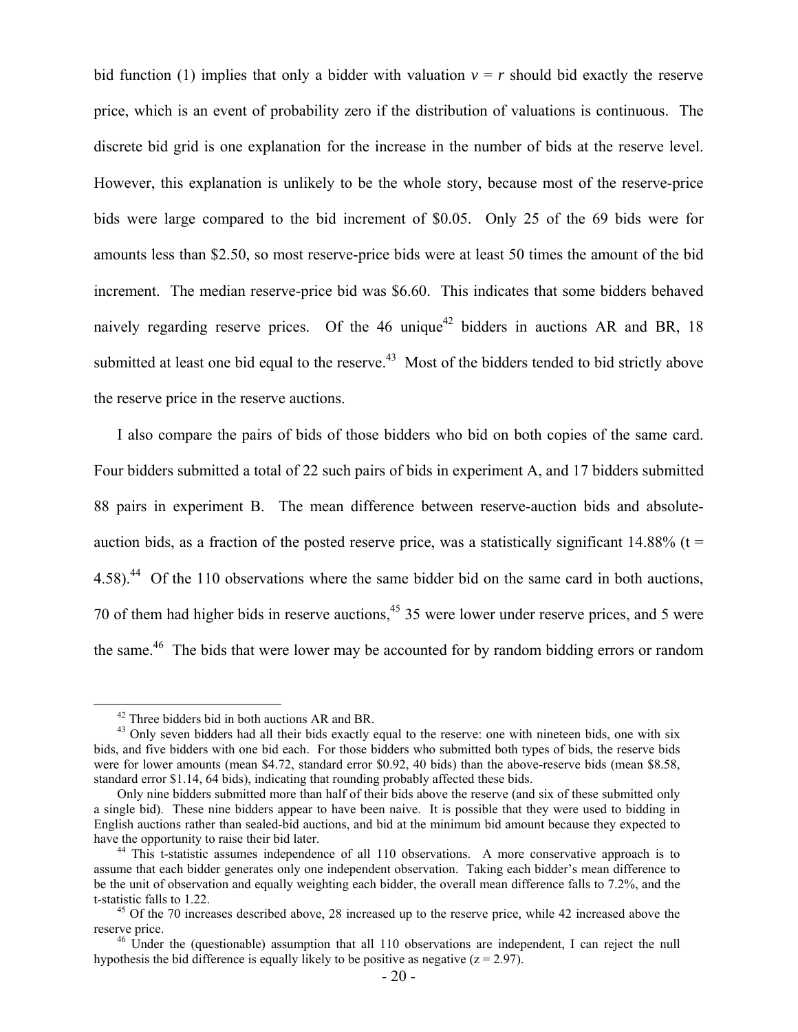bid function (1) implies that only a bidder with valuation $v = r$ should bid exactly the reserve price, which is an event of probability zero if the distribution of valuations is continuous. The discrete bid grid is one explanation for the increase in the number of bids at the reserve level. However, this explanation is unlikely to be the whole story, because most of the reserve-price bids were large compared to the bid increment of $0.05. Only 25 of the 69 bids were for amounts less than $2.50, so most reserve-price bids were at least 50 times the amount of the bid increment. The median reserve-price bid was $6.60. This indicates that some bidders behaved naively regarding reserve prices. Of the 46 unique[42] bidders in auctions AR and BR, 18 submitted at least one bid equal to the reserve.[43] Most of the bidders tended to bid strictly above the reserve price in the reserve auctions.

I also compare the pairs of bids of those bidders who bid on both copies of the same card. Four bidders submitted a total of 22 such pairs of bids in experiment A, and 17 bidders submitted 88 pairs in experiment B. The mean difference between reserve-auction bids and absolute-auction bids, as a fraction of the posted reserve price, was a statistically significant 14.88% ($t = 4.58$).[44] Of the 110 observations where the same bidder bid on the same card in both auctions, 70 of them had higher bids in reserve auctions,[45] 35 were lower under reserve prices, and 5 were the same.[46] The bids that were lower may be accounted for by random bidding errors or random

---

[42] Three bidders bid in both auctions AR and BR.

[43] Only seven bidders had all their bids exactly equal to the reserve: one with nineteen bids, one with six bids, and five bidders with one bid each. For those bidders who submitted both types of bids, the reserve bids were for lower amounts (mean $4.72, standard error $0.92, 40 bids) than the above-reserve bids (mean $8.58, standard error $1.14, 64 bids), indicating that rounding probably affected these bids.

Only nine bidders submitted more than half of their bids above the reserve (and six of these submitted only a single bid). These nine bidders appear to have been naive. It is possible that they were used to bidding in English auctions rather than sealed-bid auctions, and bid at the minimum bid amount because they expected to have the opportunity to raise their bid later.

[44] This t-statistic assumes independence of all 110 observations. A more conservative approach is to assume that each bidder generates only one independent observation. Taking each bidder's mean difference to be the unit of observation and equally weighting each bidder, the overall mean difference falls to 7.2%, and the t-statistic falls to 1.22.

[45] Of the 70 increases described above, 28 increased up to the reserve price, while 42 increased above the reserve price.

[46] Under the (questionable) assumption that all 110 observations are independent, I can reject the null hypothesis the bid difference is equally likely to be positive as negative ($z = 2.97$).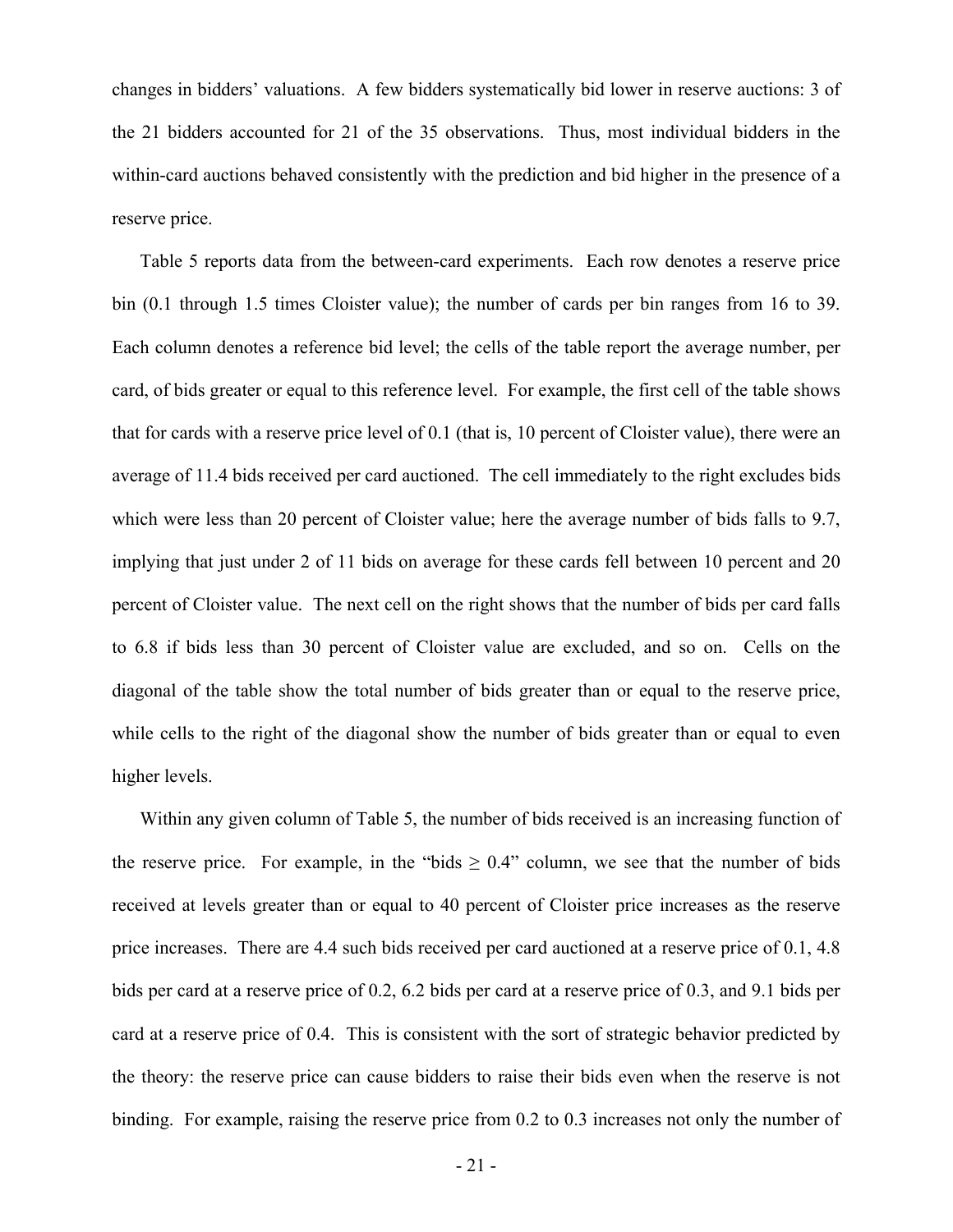changes in bidders' valuations. A few bidders systematically bid lower in reserve auctions: 3 of the 21 bidders accounted for 21 of the 35 observations. Thus, most individual bidders in the within-card auctions behaved consistently with the prediction and bid higher in the presence of a reserve price.

Table 5 reports data from the between-card experiments. Each row denotes a reserve price bin (0.1 through 1.5 times Cloister value); the number of cards per bin ranges from 16 to 39. Each column denotes a reference bid level; the cells of the table report the average number, per card, of bids greater or equal to this reference level. For example, the first cell of the table shows that for cards with a reserve price level of 0.1 (that is, 10 percent of Cloister value), there were an average of 11.4 bids received per card auctioned. The cell immediately to the right excludes bids which were less than 20 percent of Cloister value; here the average number of bids falls to 9.7, implying that just under 2 of 11 bids on average for these cards fell between 10 percent and 20 percent of Cloister value. The next cell on the right shows that the number of bids per card falls to 6.8 if bids less than 30 percent of Cloister value are excluded, and so on. Cells on the diagonal of the table show the total number of bids greater than or equal to the reserve price, while cells to the right of the diagonal show the number of bids greater than or equal to even higher levels.

Within any given column of Table 5, the number of bids received is an increasing function of the reserve price. For example, in the "bids $\geq$ 0.4" column, we see that the number of bids received at levels greater than or equal to 40 percent of Cloister price increases as the reserve price increases. There are 4.4 such bids received per card auctioned at a reserve price of 0.1, 4.8 bids per card at a reserve price of 0.2, 6.2 bids per card at a reserve price of 0.3, and 9.1 bids per card at a reserve price of 0.4. This is consistent with the sort of strategic behavior predicted by the theory: the reserve price can cause bidders to raise their bids even when the reserve is not binding. For example, raising the reserve price from 0.2 to 0.3 increases not only the number of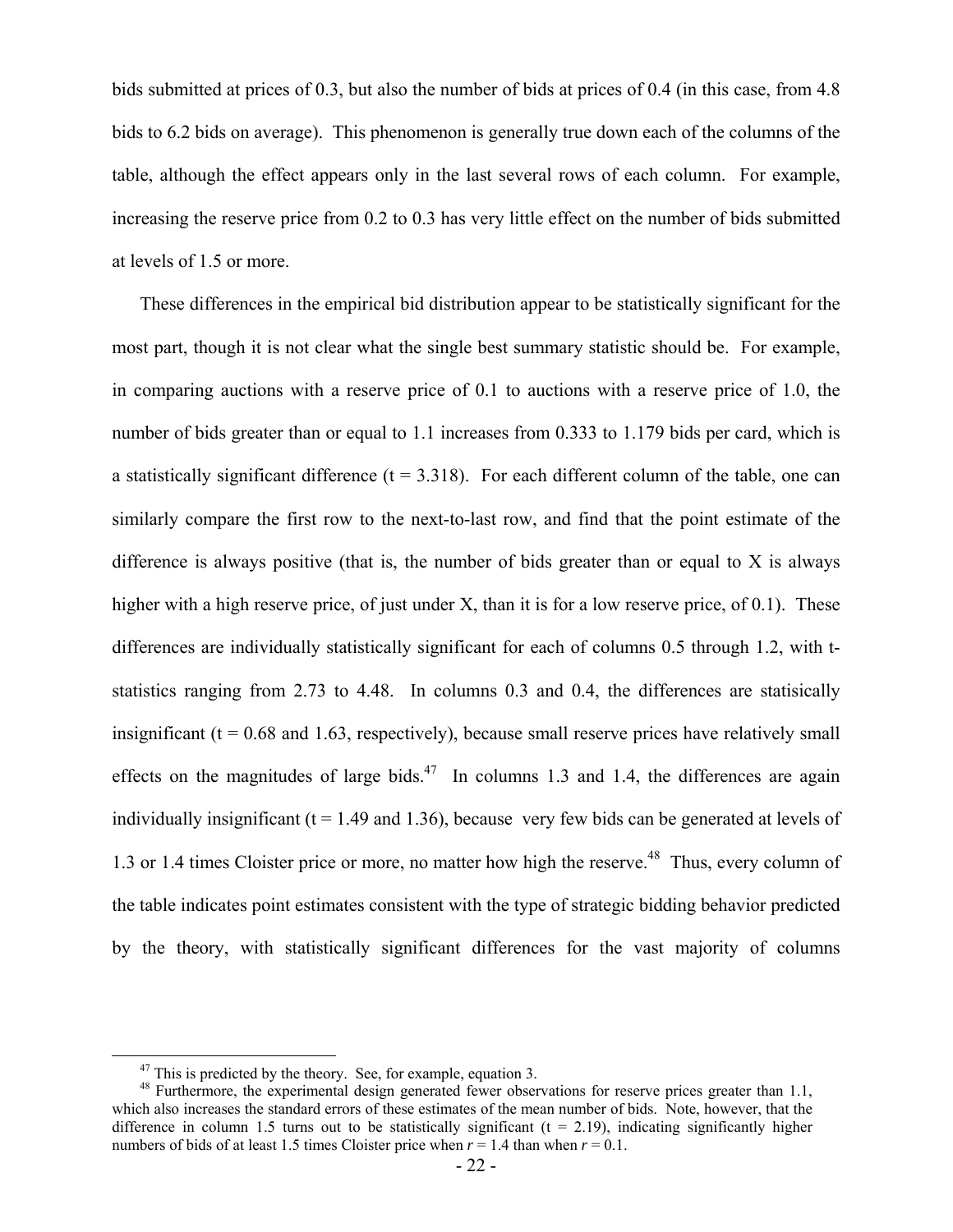bids submitted at prices of 0.3, but also the number of bids at prices of 0.4 (in this case, from 4.8 bids to 6.2 bids on average). This phenomenon is generally true down each of the columns of the table, although the effect appears only in the last several rows of each column. For example, increasing the reserve price from 0.2 to 0.3 has very little effect on the number of bids submitted at levels of 1.5 or more.

These differences in the empirical bid distribution appear to be statistically significant for the most part, though it is not clear what the single best summary statistic should be. For example, in comparing auctions with a reserve price of 0.1 to auctions with a reserve price of 1.0, the number of bids greater than or equal to 1.1 increases from 0.333 to 1.179 bids per card, which is a statistically significant difference ($t = 3.318$). For each different column of the table, one can similarly compare the first row to the next-to-last row, and find that the point estimate of the difference is always positive (that is, the number of bids greater than or equal to X is always higher with a high reserve price, of just under X, than it is for a low reserve price, of 0.1). These differences are individually statistically significant for each of columns 0.5 through 1.2, with t-statistics ranging from 2.73 to 4.48. In columns 0.3 and 0.4, the differences are statisically insignificant ($t = 0.68$ and 1.63, respectively), because small reserve prices have relatively small effects on the magnitudes of large bids.[47] In columns 1.3 and 1.4, the differences are again individually insignificant ($t = 1.49$ and 1.36), because very few bids can be generated at levels of 1.3 or 1.4 times Cloister price or more, no matter how high the reserve.[48] Thus, every column of the table indicates point estimates consistent with the type of strategic bidding behavior predicted by the theory, with statistically significant differences for the vast majority of columns

---

[47] This is predicted by the theory. See, for example, equation 3.

[48] Furthermore, the experimental design generated fewer observations for reserve prices greater than 1.1, which also increases the standard errors of these estimates of the mean number of bids. Note, however, that the difference in column 1.5 turns out to be statistically significant ($t = 2.19$), indicating significantly higher numbers of bids of at least 1.5 times Cloister price when $r = 1.4$ than when $r = 0.1$.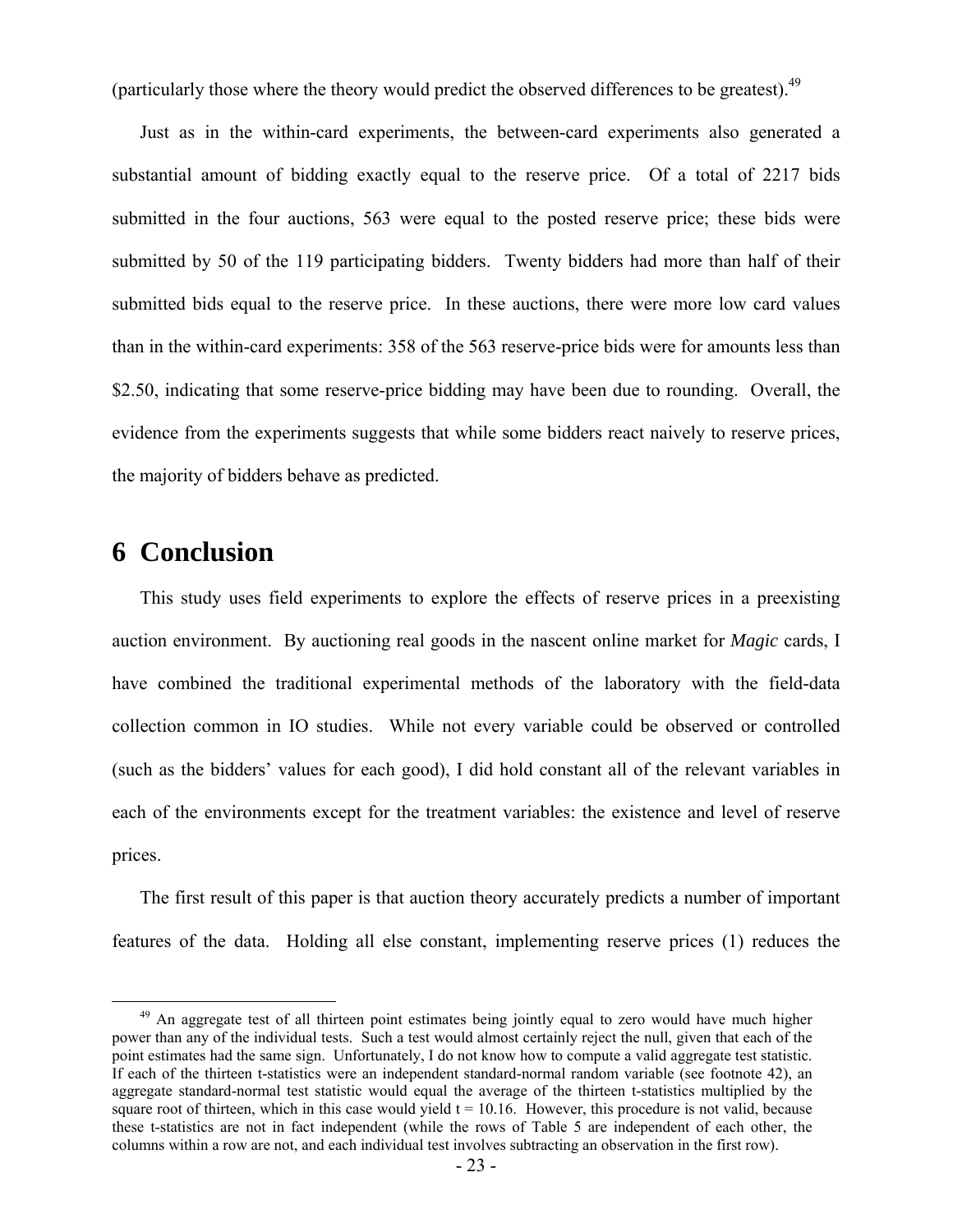(particularly those where the theory would predict the observed differences to be greatest).[49]

Just as in the within-card experiments, the between-card experiments also generated a substantial amount of bidding exactly equal to the reserve price. Of a total of 2217 bids submitted in the four auctions, 563 were equal to the posted reserve price; these bids were submitted by 50 of the 119 participating bidders. Twenty bidders had more than half of their submitted bids equal to the reserve price. In these auctions, there were more low card values than in the within-card experiments: 358 of the 563 reserve-price bids were for amounts less than \$2.50, indicating that some reserve-price bidding may have been due to rounding. Overall, the evidence from the experiments suggests that while some bidders react naively to reserve prices, the majority of bidders behave as predicted.

# 6 Conclusion

This study uses field experiments to explore the effects of reserve prices in a preexisting auction environment. By auctioning real goods in the nascent online market for *Magic* cards, I have combined the traditional experimental methods of the laboratory with the field-data collection common in IO studies. While not every variable could be observed or controlled (such as the bidders' values for each good), I did hold constant all of the relevant variables in each of the environments except for the treatment variables: the existence and level of reserve prices.

The first result of this paper is that auction theory accurately predicts a number of important features of the data. Holding all else constant, implementing reserve prices (1) reduces the

---

[49] An aggregate test of all thirteen point estimates being jointly equal to zero would have much higher power than any of the individual tests. Such a test would almost certainly reject the null, given that each of the point estimates had the same sign. Unfortunately, I do not know how to compute a valid aggregate test statistic. If each of the thirteen t-statistics were an independent standard-normal random variable (see footnote 42), an aggregate standard-normal test statistic would equal the average of the thirteen t-statistics multiplied by the square root of thirteen, which in this case would yield $t = 10.16$. However, this procedure is not valid, because these t-statistics are not in fact independent (while the rows of Table 5 are independent of each other, the columns within a row are not, and each individual test involves subtracting an observation in the first row).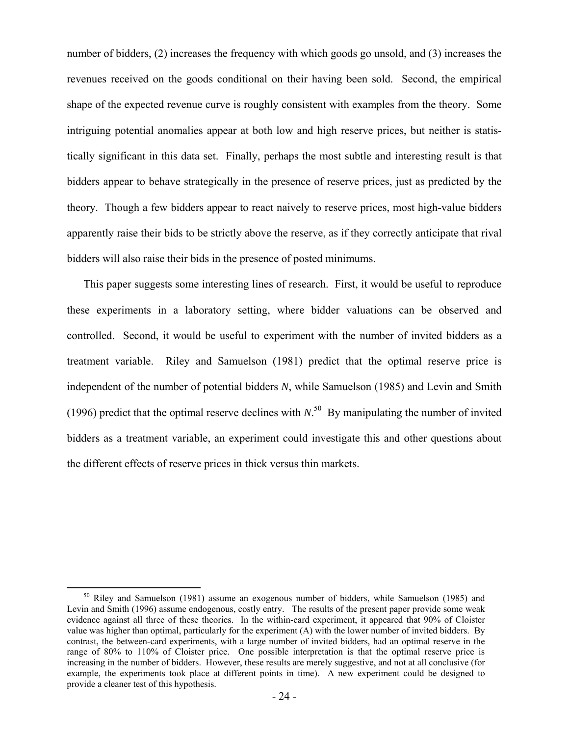number of bidders, (2) increases the frequency with which goods go unsold, and (3) increases the revenues received on the goods conditional on their having been sold. Second, the empirical shape of the expected revenue curve is roughly consistent with examples from the theory. Some intriguing potential anomalies appear at both low and high reserve prices, but neither is statistically significant in this data set. Finally, perhaps the most subtle and interesting result is that bidders appear to behave strategically in the presence of reserve prices, just as predicted by the theory. Though a few bidders appear to react naively to reserve prices, most high-value bidders apparently raise their bids to be strictly above the reserve, as if they correctly anticipate that rival bidders will also raise their bids in the presence of posted minimums.

This paper suggests some interesting lines of research. First, it would be useful to reproduce these experiments in a laboratory setting, where bidder valuations can be observed and controlled. Second, it would be useful to experiment with the number of invited bidders as a treatment variable. Riley and Samuelson (1981) predict that the optimal reserve price is independent of the number of potential bidders $N$, while Samuelson (1985) and Levin and Smith (1996) predict that the optimal reserve declines with $N$.[50] By manipulating the number of invited bidders as a treatment variable, an experiment could investigate this and other questions about the different effects of reserve prices in thick versus thin markets.

[50] Riley and Samuelson (1981) assume an exogenous number of bidders, while Samuelson (1985) and Levin and Smith (1996) assume endogenous, costly entry. The results of the present paper provide some weak evidence against all three of these theories. In the within-card experiment, it appeared that 90% of Cloister value was higher than optimal, particularly for the experiment (A) with the lower number of invited bidders. By contrast, the between-card experiments, with a large number of invited bidders, had an optimal reserve in the range of 80% to 110% of Cloister price. One possible interpretation is that the optimal reserve price is increasing in the number of bidders. However, these results are merely suggestive, and not at all conclusive (for example, the experiments took place at different points in time). A new experiment could be designed to provide a cleaner test of this hypothesis.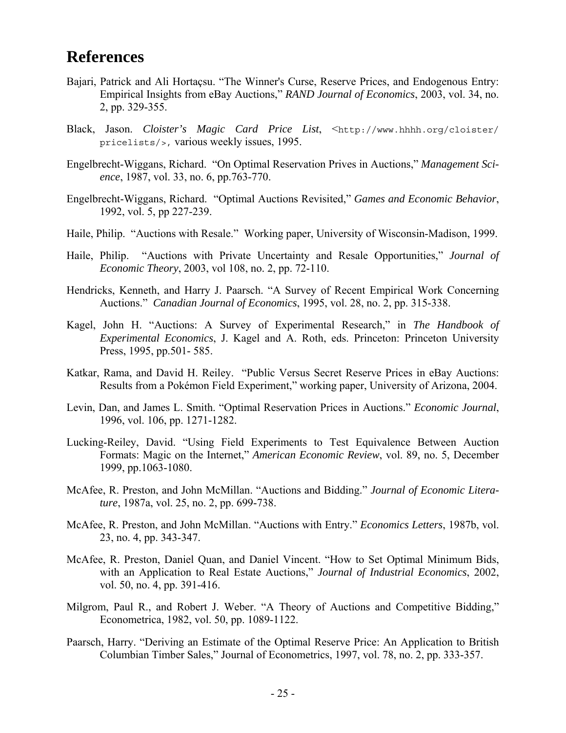# References

Bajari, Patrick and Ali Hortaçsu. "The Winner's Curse, Reserve Prices, and Endogenous Entry: Empirical Insights from eBay Auctions," *RAND Journal of Economics*, 2003, vol. 34, no. 2, pp. 329-355.

Black, Jason. *Cloister's Magic Card Price List*, <http://www.hhhh.org/cloister/pricelists/>, various weekly issues, 1995.

Engelbrecht-Wiggans, Richard. "On Optimal Reservation Prives in Auctions," *Management Science*, 1987, vol. 33, no. 6, pp.763-770.

Engelbrecht-Wiggans, Richard. "Optimal Auctions Revisited," *Games and Economic Behavior*, 1992, vol. 5, pp 227-239.

Haile, Philip. "Auctions with Resale." Working paper, University of Wisconsin-Madison, 1999.

Haile, Philip. "Auctions with Private Uncertainty and Resale Opportunities," *Journal of Economic Theory*, 2003, vol 108, no. 2, pp. 72-110.

Hendricks, Kenneth, and Harry J. Paarsch. "A Survey of Recent Empirical Work Concerning Auctions." *Canadian Journal of Economics*, 1995, vol. 28, no. 2, pp. 315-338.

Kagel, John H. "Auctions: A Survey of Experimental Research," in *The Handbook of Experimental Economics*, J. Kagel and A. Roth, eds. Princeton: Princeton University Press, 1995, pp.501- 585.

Katkar, Rama, and David H. Reiley. "Public Versus Secret Reserve Prices in eBay Auctions: Results from a Pokémon Field Experiment," working paper, University of Arizona, 2004.

Levin, Dan, and James L. Smith. "Optimal Reservation Prices in Auctions." *Economic Journal*, 1996, vol. 106, pp. 1271-1282.

Lucking-Reiley, David. "Using Field Experiments to Test Equivalence Between Auction Formats: Magic on the Internet," *American Economic Review*, vol. 89, no. 5, December 1999, pp.1063-1080.

McAfee, R. Preston, and John McMillan. "Auctions and Bidding." *Journal of Economic Literature*, 1987a, vol. 25, no. 2, pp. 699-738.

McAfee, R. Preston, and John McMillan. "Auctions with Entry." *Economics Letters*, 1987b, vol. 23, no. 4, pp. 343-347.

McAfee, R. Preston, Daniel Quan, and Daniel Vincent. "How to Set Optimal Minimum Bids, with an Application to Real Estate Auctions," *Journal of Industrial Economics*, 2002, vol. 50, no. 4, pp. 391-416.

Milgrom, Paul R., and Robert J. Weber. "A Theory of Auctions and Competitive Bidding," Econometrica, 1982, vol. 50, pp. 1089-1122.

Paarsch, Harry. "Deriving an Estimate of the Optimal Reserve Price: An Application to British Columbian Timber Sales," Journal of Econometrics, 1997, vol. 78, no. 2, pp. 333-357.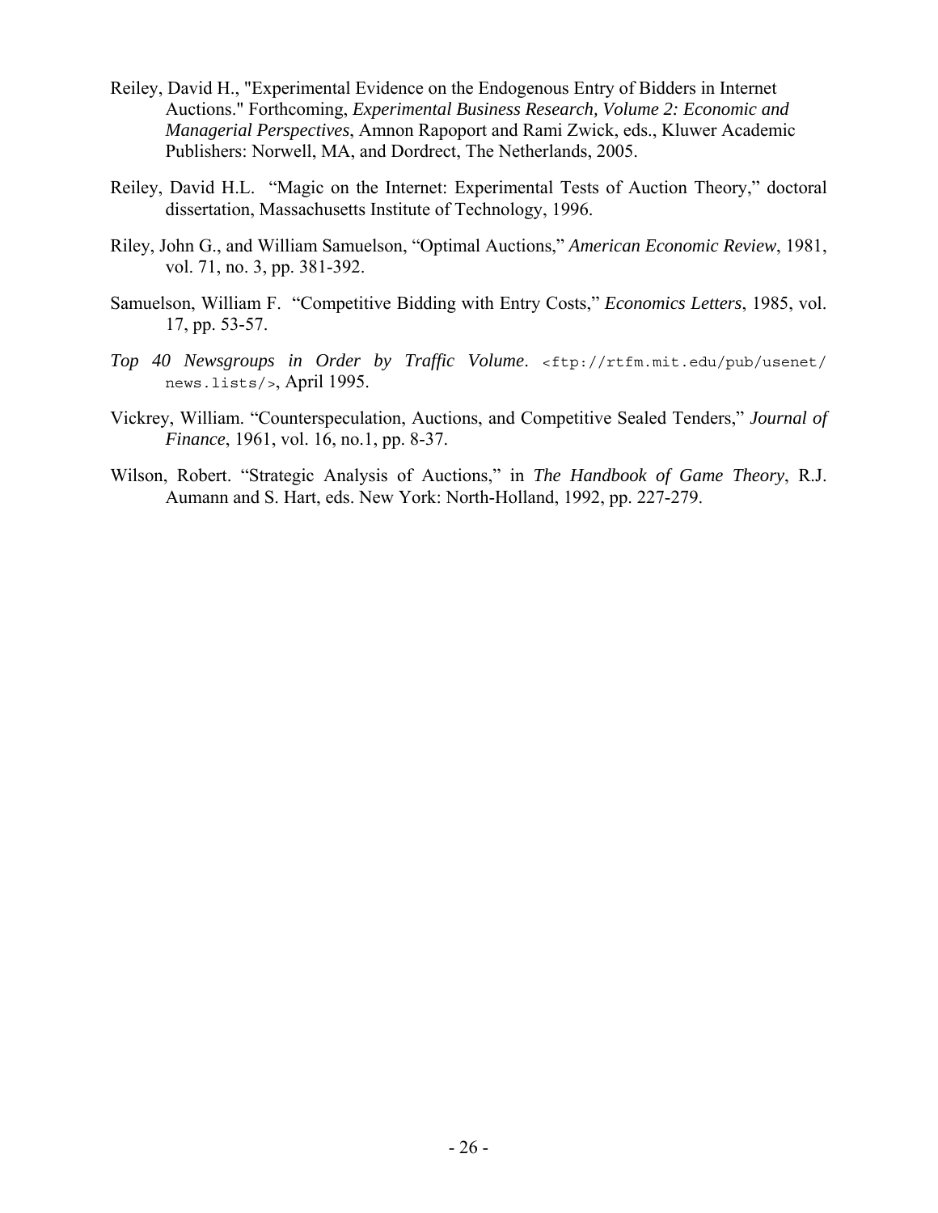Reiley, David H., "Experimental Evidence on the Endogenous Entry of Bidders in Internet Auctions." Forthcoming, *Experimental Business Research, Volume 2: Economic and Managerial Perspectives*, Amnon Rapoport and Rami Zwick, eds., Kluwer Academic Publishers: Norwell, MA, and Dordrect, The Netherlands, 2005.

Reiley, David H.L. "Magic on the Internet: Experimental Tests of Auction Theory," doctoral dissertation, Massachusetts Institute of Technology, 1996.

Riley, John G., and William Samuelson, "Optimal Auctions," *American Economic Review*, 1981, vol. 71, no. 3, pp. 381-392.

Samuelson, William F. "Competitive Bidding with Entry Costs," *Economics Letters*, 1985, vol. 17, pp. 53-57.

*Top 40 Newsgroups in Order by Traffic Volume*. `<ftp://rtfm.mit.edu/pub/usenet/news.lists/>`, April 1995.

Vickrey, William. "Counterspeculation, Auctions, and Competitive Sealed Tenders," *Journal of Finance*, 1961, vol. 16, no.1, pp. 8-37.

Wilson, Robert. "Strategic Analysis of Auctions," in *The Handbook of Game Theory*, R.J. Aumann and S. Hart, eds. New York: North-Holland, 1992, pp. 227-279.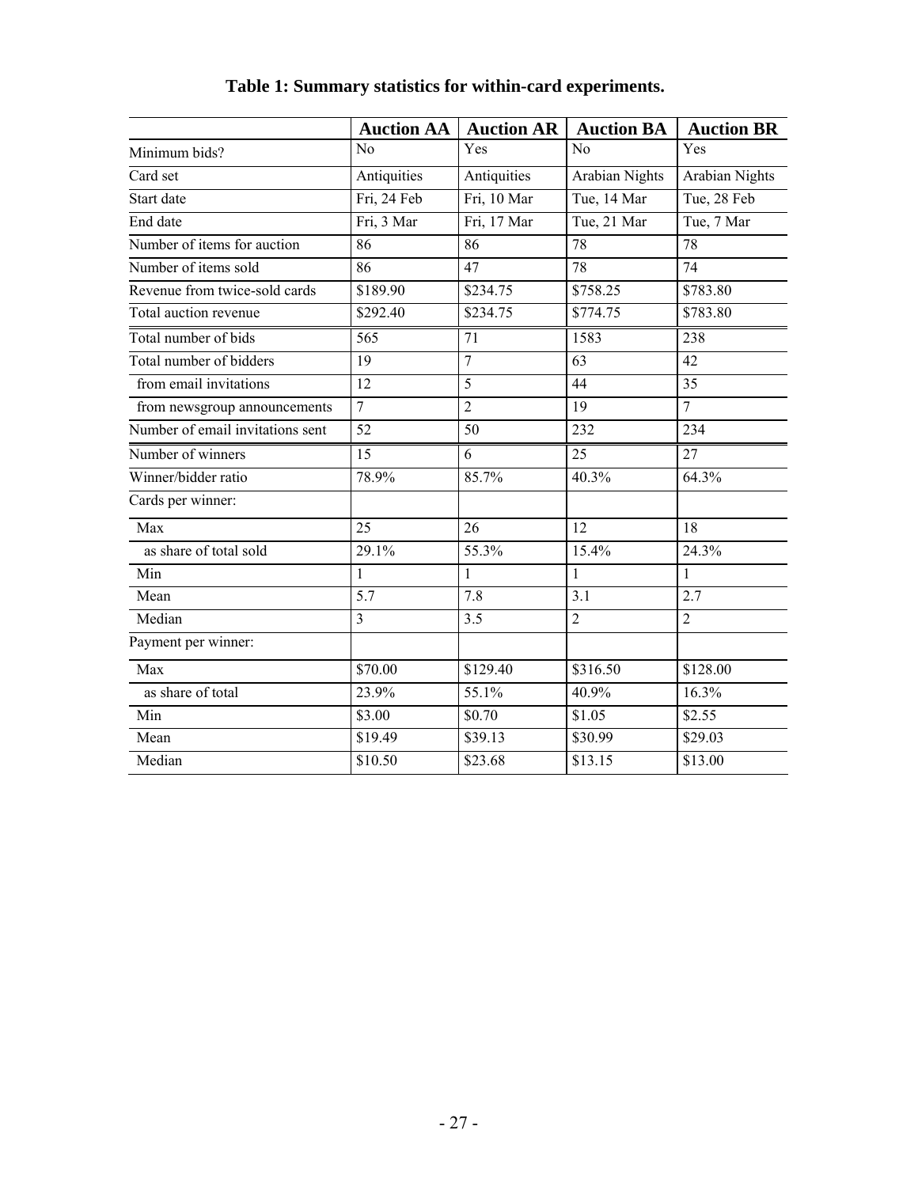**Table 1: Summary statistics for within-card experiments.**

| | Auction AA | Auction AR | Auction BA | Auction BR |
|---|---|---|---|---|
| Minimum bids? | No | Yes | No | Yes |
| Card set | Antiquities | Antiquities | Arabian Nights | Arabian Nights |
| Start date | Fri, 24 Feb | Fri, 10 Mar | Tue, 14 Mar | Tue, 28 Feb |
| End date | Fri, 3 Mar | Fri, 17 Mar | Tue, 21 Mar | Tue, 7 Mar |
| Number of items for auction | 86 | 86 | 78 | 78 |
| Number of items sold | 86 | 47 | 78 | 74 |
| Revenue from twice-sold cards | $189.90 | $234.75 | $758.25 | $783.80 |
| Total auction revenue | $292.40 | $234.75 | $774.75 | $783.80 |
| Total number of bids | 565 | 71 | 1583 | 238 |
| Total number of bidders | 19 | 7 | 63 | 42 |
| from email invitations | 12 | 5 | 44 | 35 |
| from newsgroup announcements | 7 | 2 | 19 | 7 |
| Number of email invitations sent | 52 | 50 | 232 | 234 |
| Number of winners | 15 | 6 | 25 | 27 |
| Winner/bidder ratio | 78.9% | 85.7% | 40.3% | 64.3% |
| Cards per winner: | | | | |
| Max | 25 | 26 | 12 | 18 |
| as share of total sold | 29.1% | 55.3% | 15.4% | 24.3% |
| Min | 1 | 1 | 1 | 1 |
| Mean | 5.7 | 7.8 | 3.1 | 2.7 |
| Median | 3 | 3.5 | 2 | 2 |
| Payment per winner: | | | | |
| Max | $70.00 | $129.40 | $316.50 | $128.00 |
| as share of total | 23.9% | 55.1% | 40.9% | 16.3% |
| Min | $3.00 | $0.70 | $1.05 | $2.55 |
| Mean | $19.49 | $39.13 | $30.99 | $29.03 |
| Median | $10.50 | $23.68 | $13.15 | $13.00 |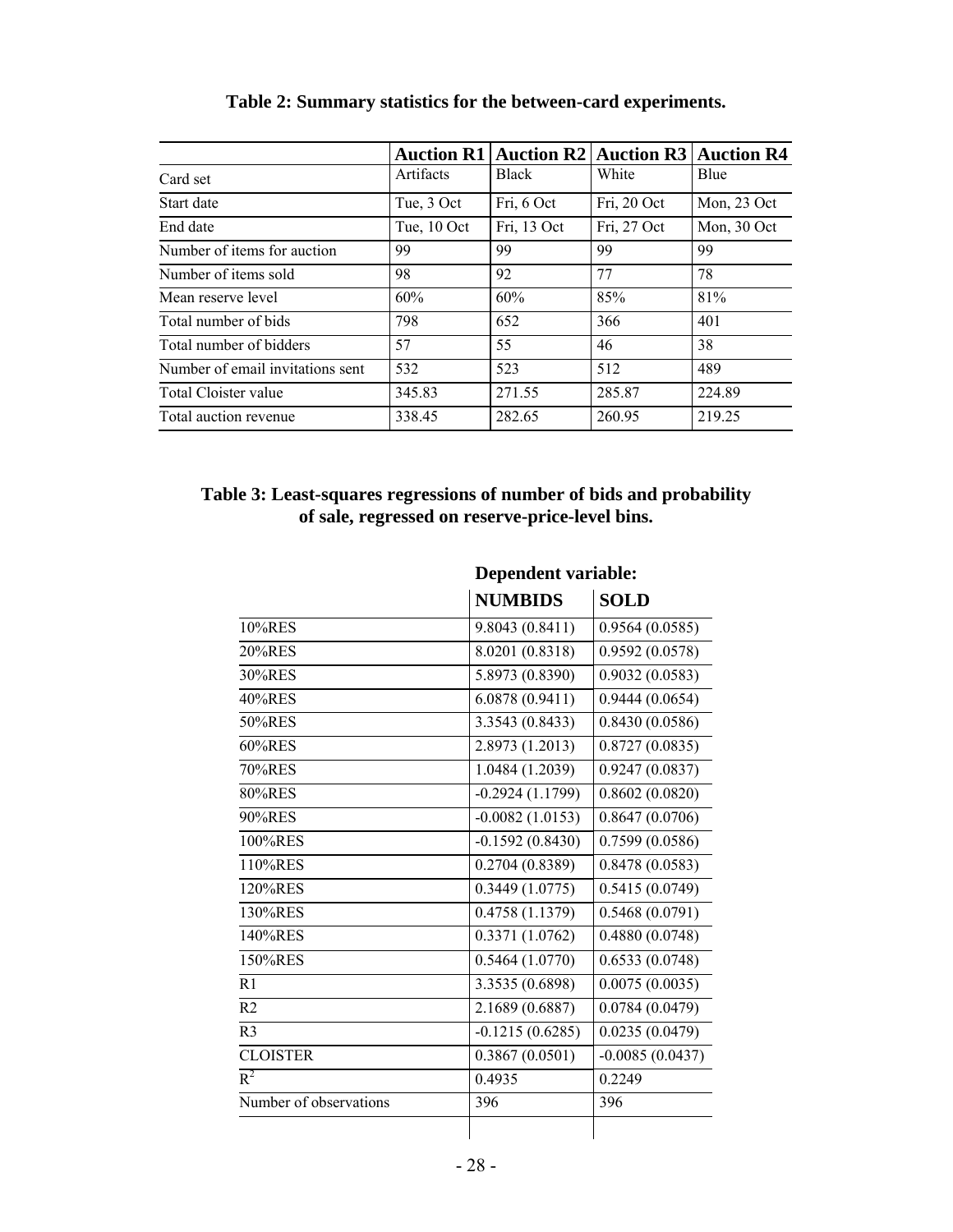**Table 2: Summary statistics for the between-card experiments.**

| | Auction R1 | Auction R2 | Auction R3 | Auction R4 |
|---|---|---|---|---|
| Card set | Artifacts | Black | White | Blue |
| Start date | Tue, 3 Oct | Fri, 6 Oct | Fri, 20 Oct | Mon, 23 Oct |
| End date | Tue, 10 Oct | Fri, 13 Oct | Fri, 27 Oct | Mon, 30 Oct |
| Number of items for auction | 99 | 99 | 99 | 99 |
| Number of items sold | 98 | 92 | 77 | 78 |
| Mean reserve level | 60% | 60% | 85% | 81% |
| Total number of bids | 798 | 652 | 366 | 401 |
| Total number of bidders | 57 | 55 | 46 | 38 |
| Number of email invitations sent | 532 | 523 | 512 | 489 |
| Total Cloister value | 345.83 | 271.55 | 285.87 | 224.89 |
| Total auction revenue | 338.45 | 282.65 | 260.95 | 219.25 |

**Table 3: Least-squares regressions of number of bids and probability of sale, regressed on reserve-price-level bins.**

| | Dependent variable: | |
|---|---|---|
| | **NUMBIDS** | **SOLD** |
| 10%RES | 9.8043 (0.8411) | 0.9564 (0.0585) |
| 20%RES | 8.0201 (0.8318) | 0.9592 (0.0578) |
| 30%RES | 5.8973 (0.8390) | 0.9032 (0.0583) |
| 40%RES | 6.0878 (0.9411) | 0.9444 (0.0654) |
| 50%RES | 3.3543 (0.8433) | 0.8430 (0.0586) |
| 60%RES | 2.8973 (1.2013) | 0.8727 (0.0835) |
| 70%RES | 1.0484 (1.2039) | 0.9247 (0.0837) |
| 80%RES | -0.2924 (1.1799) | 0.8602 (0.0820) |
| 90%RES | -0.0082 (1.0153) | 0.8647 (0.0706) |
| 100%RES | -0.1592 (0.8430) | 0.7599 (0.0586) |
| 110%RES | 0.2704 (0.8389) | 0.8478 (0.0583) |
| 120%RES | 0.3449 (1.0775) | 0.5415 (0.0749) |
| 130%RES | 0.4758 (1.1379) | 0.5468 (0.0791) |
| 140%RES | 0.3371 (1.0762) | 0.4880 (0.0748) |
| 150%RES | 0.5464 (1.0770) | 0.6533 (0.0748) |
| R1 | 3.3535 (0.6898) | 0.0075 (0.0035) |
| R2 | 2.1689 (0.6887) | 0.0784 (0.0479) |
| R3 | -0.1215 (0.6285) | 0.0235 (0.0479) |
| CLOISTER | 0.3867 (0.0501) | -0.0085 (0.0437) |
| $R^2$ | 0.4935 | 0.2249 |
| Number of observations | 396 | 396 |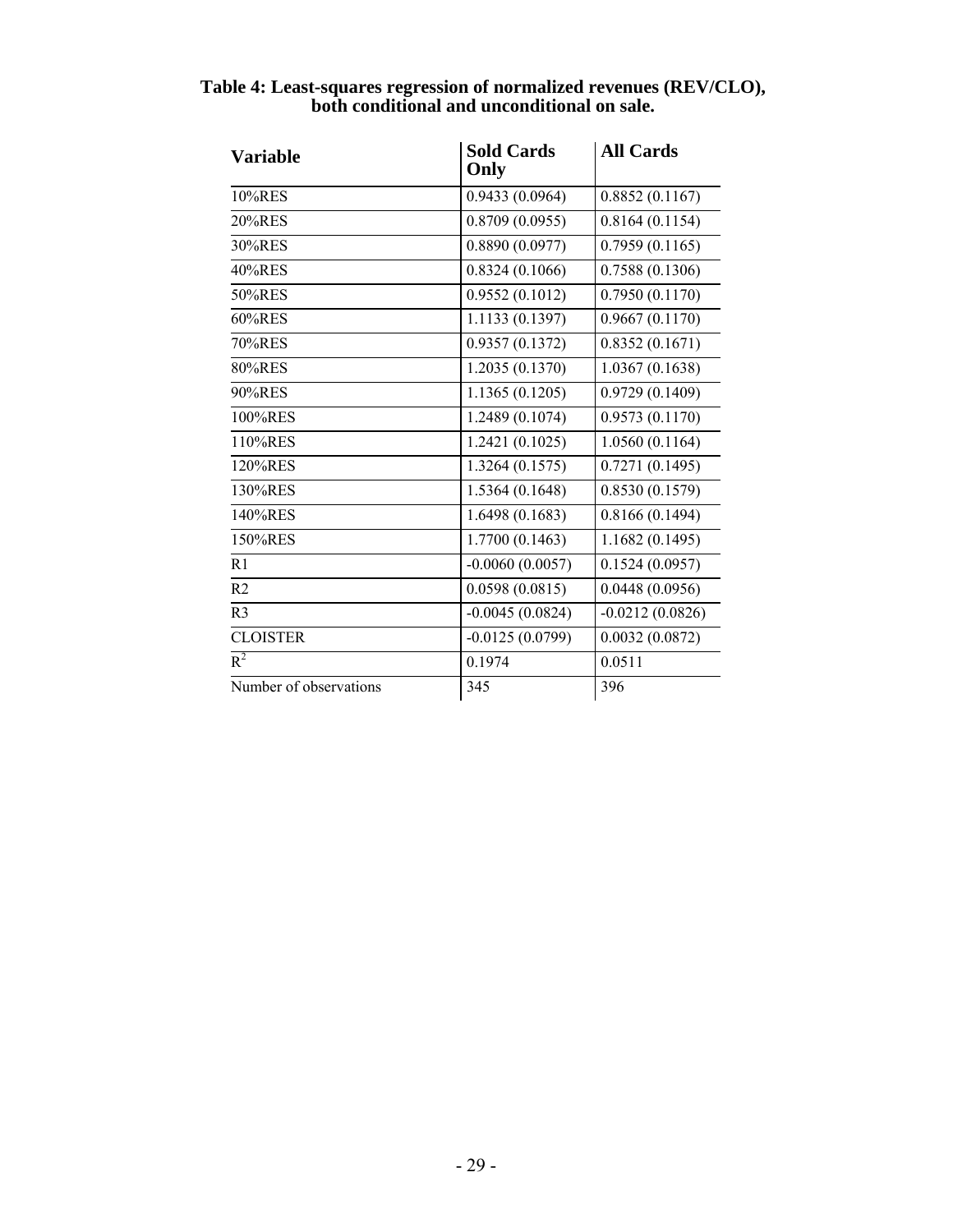**Table 4: Least-squares regression of normalized revenues (REV/CLO), both conditional and unconditional on sale.**

| Variable | Sold Cards Only | All Cards |
|---|---|---|
| 10%RES | 0.9433 (0.0964) | 0.8852 (0.1167) |
| 20%RES | 0.8709 (0.0955) | 0.8164 (0.1154) |
| 30%RES | 0.8890 (0.0977) | 0.7959 (0.1165) |
| 40%RES | 0.8324 (0.1066) | 0.7588 (0.1306) |
| 50%RES | 0.9552 (0.1012) | 0.7950 (0.1170) |
| 60%RES | 1.1133 (0.1397) | 0.9667 (0.1170) |
| 70%RES | 0.9357 (0.1372) | 0.8352 (0.1671) |
| 80%RES | 1.2035 (0.1370) | 1.0367 (0.1638) |
| 90%RES | 1.1365 (0.1205) | 0.9729 (0.1409) |
| 100%RES | 1.2489 (0.1074) | 0.9573 (0.1170) |
| 110%RES | 1.2421 (0.1025) | 1.0560 (0.1164) |
| 120%RES | 1.3264 (0.1575) | 0.7271 (0.1495) |
| 130%RES | 1.5364 (0.1648) | 0.8530 (0.1579) |
| 140%RES | 1.6498 (0.1683) | 0.8166 (0.1494) |
| 150%RES | 1.7700 (0.1463) | 1.1682 (0.1495) |
| R1 | -0.0060 (0.0057) | 0.1524 (0.0957) |
| R2 | 0.0598 (0.0815) | 0.0448 (0.0956) |
| R3 | -0.0045 (0.0824) | -0.0212 (0.0826) |
| CLOISTER | -0.0125 (0.0799) | 0.0032 (0.0872) |
| $R^2$ | 0.1974 | 0.0511 |
| Number of observations | 345 | 396 |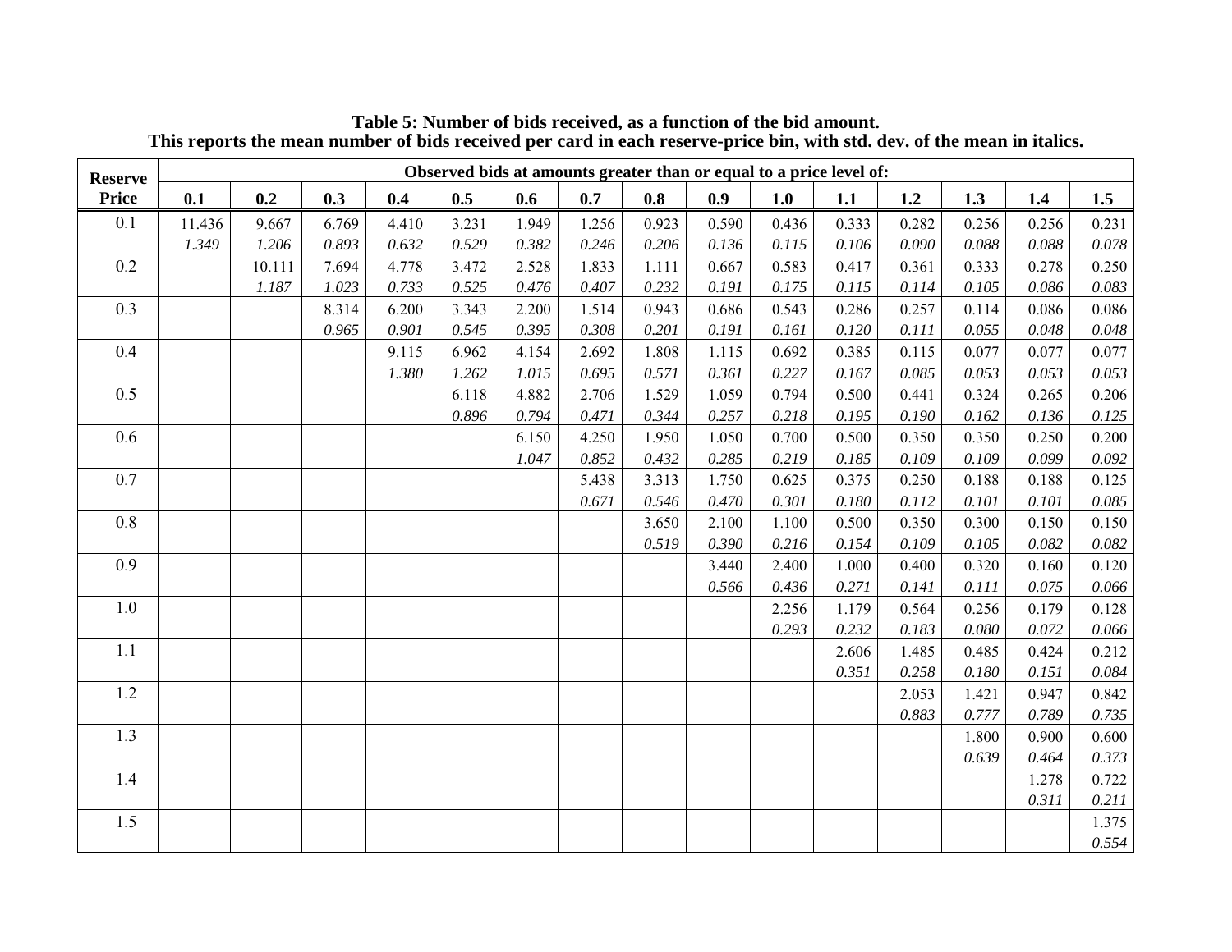**Table 5: Number of bids received, as a function of the bid amount.**
**This reports the mean number of bids received per card in each reserve-price bin, with std. dev. of the mean in italics.**

| Reserve Price | Observed bids at amounts greater than or equal to a price level of: | | | | | | | | | | | | | | |
|---|---|---|---|---|---|---|---|---|---|---|---|---|---|---|---|
| | **0.1** | **0.2** | **0.3** | **0.4** | **0.5** | **0.6** | **0.7** | **0.8** | **0.9** | **1.0** | **1.1** | **1.2** | **1.3** | **1.4** | **1.5** |
| 0.1 | 11.436 | 9.667 | 6.769 | 4.410 | 3.231 | 1.949 | 1.256 | 0.923 | 0.590 | 0.436 | 0.333 | 0.282 | 0.256 | 0.256 | 0.231 |
| | *1.349* | *1.206* | *0.893* | *0.632* | *0.529* | *0.382* | *0.246* | *0.206* | *0.136* | *0.115* | *0.106* | *0.090* | *0.088* | *0.088* | *0.078* |
| 0.2 | | 10.111 | 7.694 | 4.778 | 3.472 | 2.528 | 1.833 | 1.111 | 0.667 | 0.583 | 0.417 | 0.361 | 0.333 | 0.278 | 0.250 |
| | | *1.187* | *1.023* | *0.733* | *0.525* | *0.476* | *0.407* | *0.232* | *0.191* | *0.175* | *0.115* | *0.114* | *0.105* | *0.086* | *0.083* |
| 0.3 | | | 8.314 | 6.200 | 3.343 | 2.200 | 1.514 | 0.943 | 0.686 | 0.543 | 0.286 | 0.257 | 0.114 | 0.086 | 0.086 |
| | | | *0.965* | *0.901* | *0.545* | *0.395* | *0.308* | *0.201* | *0.191* | *0.161* | *0.120* | *0.111* | *0.055* | *0.048* | *0.048* |
| 0.4 | | | | 9.115 | 6.962 | 4.154 | 2.692 | 1.808 | 1.115 | 0.692 | 0.385 | 0.115 | 0.077 | 0.077 | 0.077 |
| | | | | *1.380* | *1.262* | *1.015* | *0.695* | *0.571* | *0.361* | *0.227* | *0.167* | *0.085* | *0.053* | *0.053* | *0.053* |
| 0.5 | | | | | 6.118 | 4.882 | 2.706 | 1.529 | 1.059 | 0.794 | 0.500 | 0.441 | 0.324 | 0.265 | 0.206 |
| | | | | | *0.896* | *0.794* | *0.471* | *0.344* | *0.257* | *0.218* | *0.195* | *0.190* | *0.162* | *0.136* | *0.125* |
| 0.6 | | | | | | 6.150 | 4.250 | 1.950 | 1.050 | 0.700 | 0.500 | 0.350 | 0.350 | 0.250 | 0.200 |
| | | | | | | *1.047* | *0.852* | *0.432* | *0.285* | *0.219* | *0.185* | *0.109* | *0.109* | *0.099* | *0.092* |
| 0.7 | | | | | | | 5.438 | 3.313 | 1.750 | 0.625 | 0.375 | 0.250 | 0.188 | 0.188 | 0.125 |
| | | | | | | | *0.671* | *0.546* | *0.470* | *0.301* | *0.180* | *0.112* | *0.101* | *0.101* | *0.085* |
| 0.8 | | | | | | | | 3.650 | 2.100 | 1.100 | 0.500 | 0.350 | 0.300 | 0.150 | 0.150 |
| | | | | | | | | *0.519* | *0.390* | *0.216* | *0.154* | *0.109* | *0.105* | *0.082* | *0.082* |
| 0.9 | | | | | | | | | 3.440 | 2.400 | 1.000 | 0.400 | 0.320 | 0.160 | 0.120 |
| | | | | | | | | | *0.566* | *0.436* | *0.271* | *0.141* | *0.111* | *0.075* | *0.066* |
| 1.0 | | | | | | | | | | 2.256 | 1.179 | 0.564 | 0.256 | 0.179 | 0.128 |
| | | | | | | | | | | *0.293* | *0.232* | *0.183* | *0.080* | *0.072* | *0.066* |
| 1.1 | | | | | | | | | | | 2.606 | 1.485 | 0.485 | 0.424 | 0.212 |
| | | | | | | | | | | | *0.351* | *0.258* | *0.180* | *0.151* | *0.084* |
| 1.2 | | | | | | | | | | | | 2.053 | 1.421 | 0.947 | 0.842 |
| | | | | | | | | | | | | *0.883* | *0.777* | *0.789* | *0.735* |
| 1.3 | | | | | | | | | | | | | 1.800 | 0.900 | 0.600 |
| | | | | | | | | | | | | | *0.639* | *0.464* | *0.373* |
| 1.4 | | | | | | | | | | | | | | 1.278 | 0.722 |
| | | | | | | | | | | | | | | *0.311* | *0.211* |
| 1.5 | | | | | | | | | | | | | | | 1.375 |
| | | | | | | | | | | | | | | | *0.554* |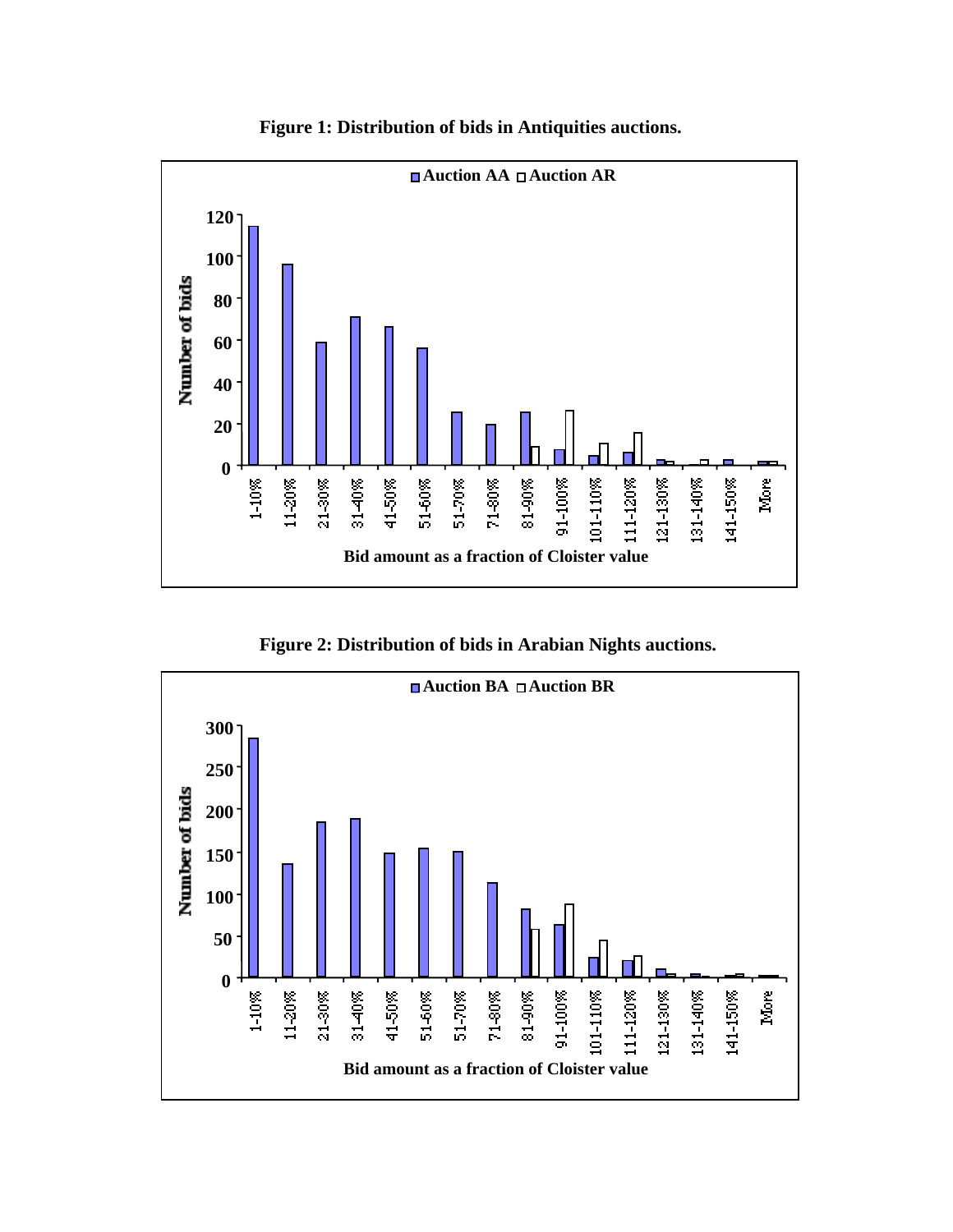**Figure 1: Distribution of bids in Antiquities auctions.**

Auction AA
Auction AR

120
100
80
60
40
20
0

Number of bids

1-10%
11-20%
21-30%
31-40%
41-50%
51-60%
51-70%
71-80%
81-90%
91-100%
101-110%
111-120%
121-130%
131-140%
141-150%
More

Bid amount as a fraction of Cloister value

**Figure 2: Distribution of bids in Arabian Nights auctions.**

Auction BA
Auction BR

300
250
200
150
100
50
0

Number of bids

1-10%
11-20%
21-30%
31-40%
41-50%
51-60%
51-70%
71-80%
81-90%
91-100%
101-110%
111-120%
121-130%
131-140%
141-150%
More

Bid amount as a fraction of Cloister value